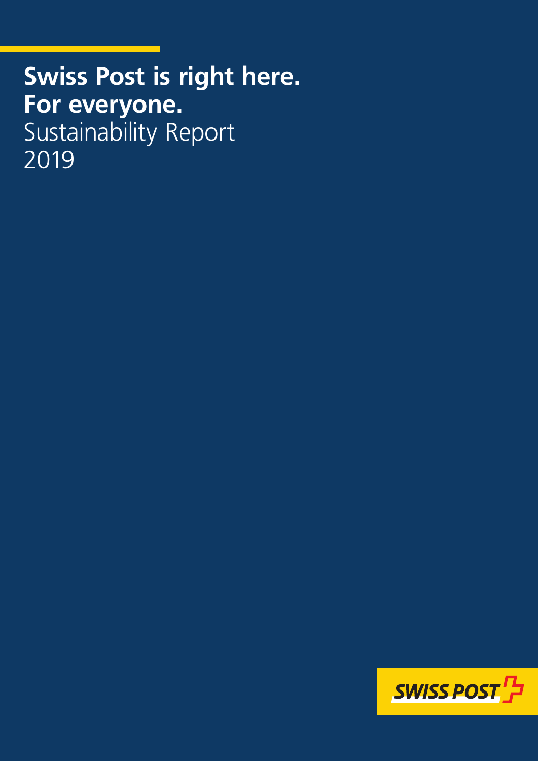# Swiss Post is right here. For everyone.

Sustainability Report 2019

SWISS POST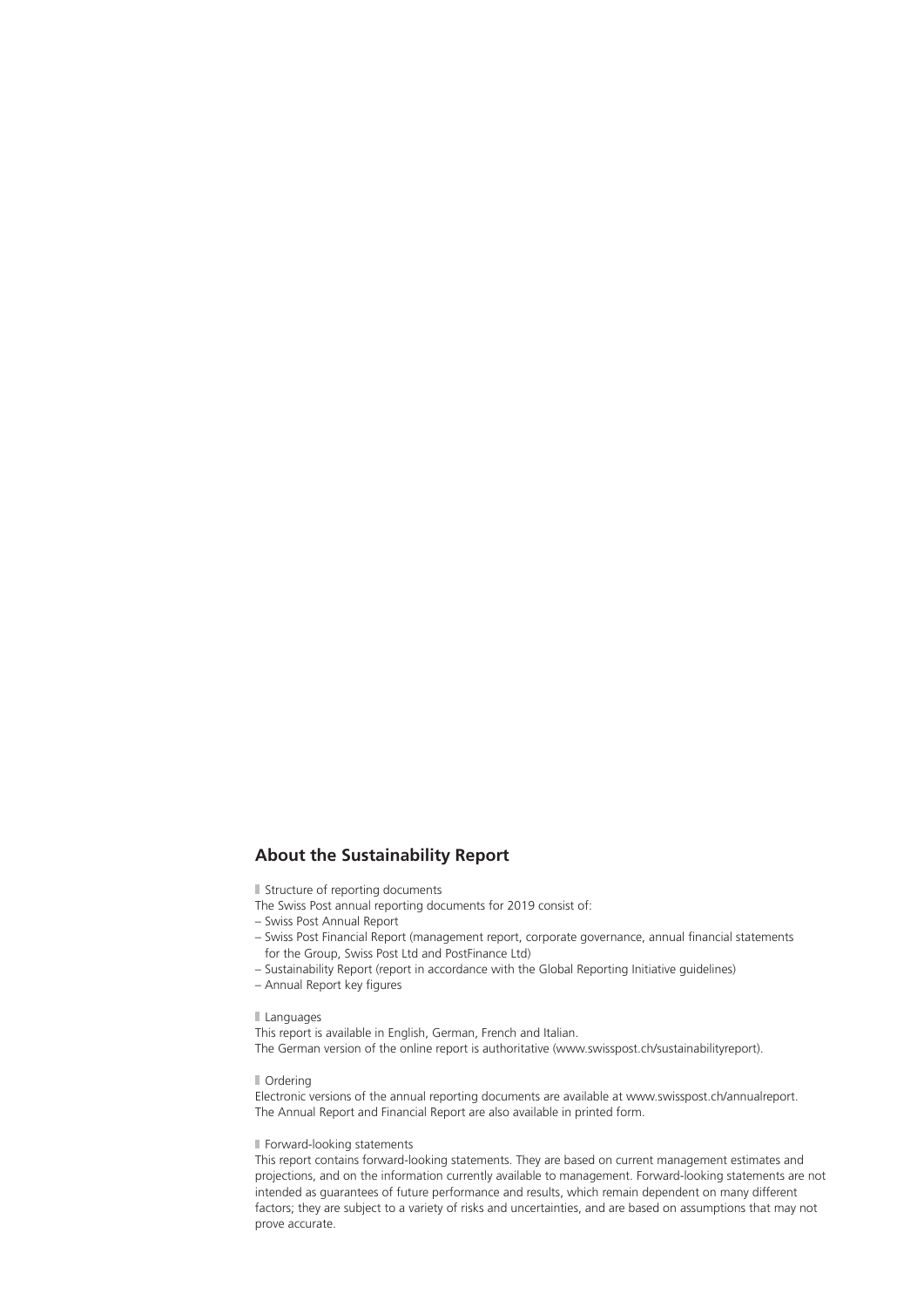## About the Sustainability Report

Structure of reporting documents

The Swiss Post annual reporting documents for 2019 consist of:
- Swiss Post Annual Report
- Swiss Post Financial Report (management report, corporate governance, annual financial statements for the Group, Swiss Post Ltd and PostFinance Ltd)
- Sustainability Report (report in accordance with the Global Reporting Initiative guidelines)
- Annual Report key figures

Languages

This report is available in English, German, French and Italian.
The German version of the online report is authoritative (www.swisspost.ch/sustainabilityreport).

Ordering

Electronic versions of the annual reporting documents are available at www.swisspost.ch/annualreport.
The Annual Report and Financial Report are also available in printed form.

Forward-looking statements

This report contains forward-looking statements. They are based on current management estimates and projections, and on the information currently available to management. Forward-looking statements are not intended as guarantees of future performance and results, which remain dependent on many different factors; they are subject to a variety of risks and uncertainties, and are based on assumptions that may not prove accurate.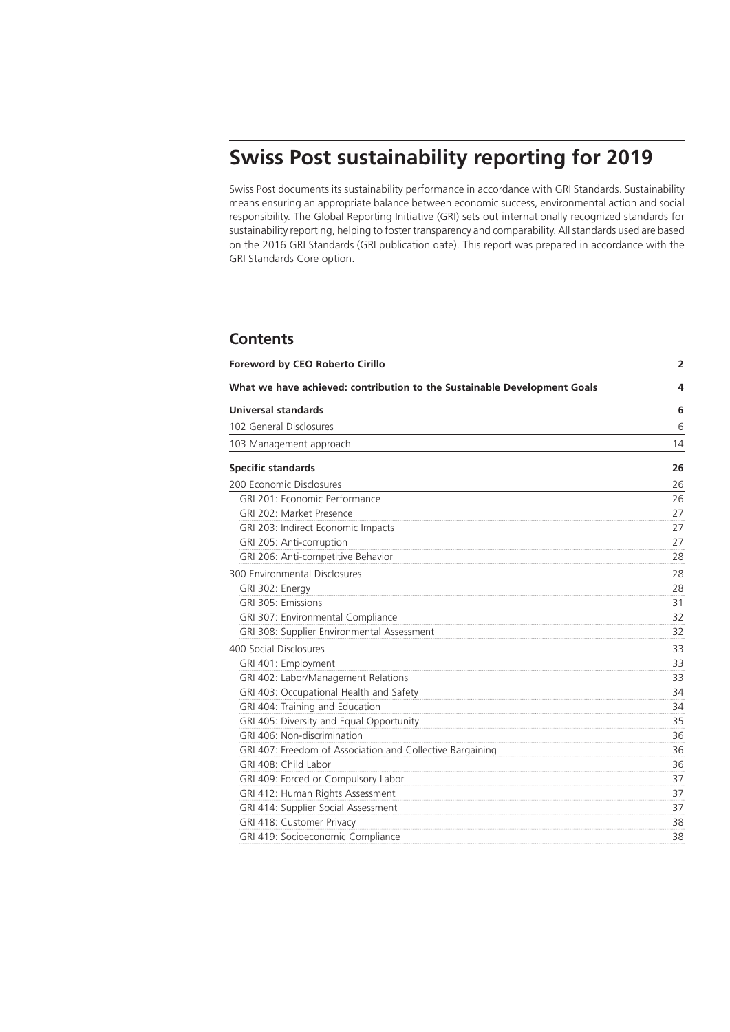# Swiss Post sustainability reporting for 2019

Swiss Post documents its sustainability performance in accordance with GRI Standards. Sustainability means ensuring an appropriate balance between economic success, environmental action and social responsibility. The Global Reporting Initiative (GRI) sets out internationally recognized standards for sustainability reporting, helping to foster transparency and comparability. All standards used are based on the 2016 GRI Standards (GRI publication date). This report was prepared in accordance with the GRI Standards Core option.

## Contents

| | |
|---|---|
| **Foreword by CEO Roberto Cirillo** | **2** |
| **What we have achieved: contribution to the Sustainable Development Goals** | **4** |
| **Universal standards** | **6** |
| 102 General Disclosures | 6 |
| 103 Management approach | 14 |
| **Specific standards** | **26** |
| 200 Economic Disclosures | 26 |
| GRI 201: Economic Performance | 26 |
| GRI 202: Market Presence | 27 |
| GRI 203: Indirect Economic Impacts | 27 |
| GRI 205: Anti-corruption | 27 |
| GRI 206: Anti-competitive Behavior | 28 |
| 300 Environmental Disclosures | 28 |
| GRI 302: Energy | 28 |
| GRI 305: Emissions | 31 |
| GRI 307: Environmental Compliance | 32 |
| GRI 308: Supplier Environmental Assessment | 32 |
| 400 Social Disclosures | 33 |
| GRI 401: Employment | 33 |
| GRI 402: Labor/Management Relations | 33 |
| GRI 403: Occupational Health and Safety | 34 |
| GRI 404: Training and Education | 34 |
| GRI 405: Diversity and Equal Opportunity | 35 |
| GRI 406: Non-discrimination | 36 |
| GRI 407: Freedom of Association and Collective Bargaining | 36 |
| GRI 408: Child Labor | 36 |
| GRI 409: Forced or Compulsory Labor | 37 |
| GRI 412: Human Rights Assessment | 37 |
| GRI 414: Supplier Social Assessment | 37 |
| GRI 418: Customer Privacy | 38 |
| GRI 419: Socioeconomic Compliance | 38 |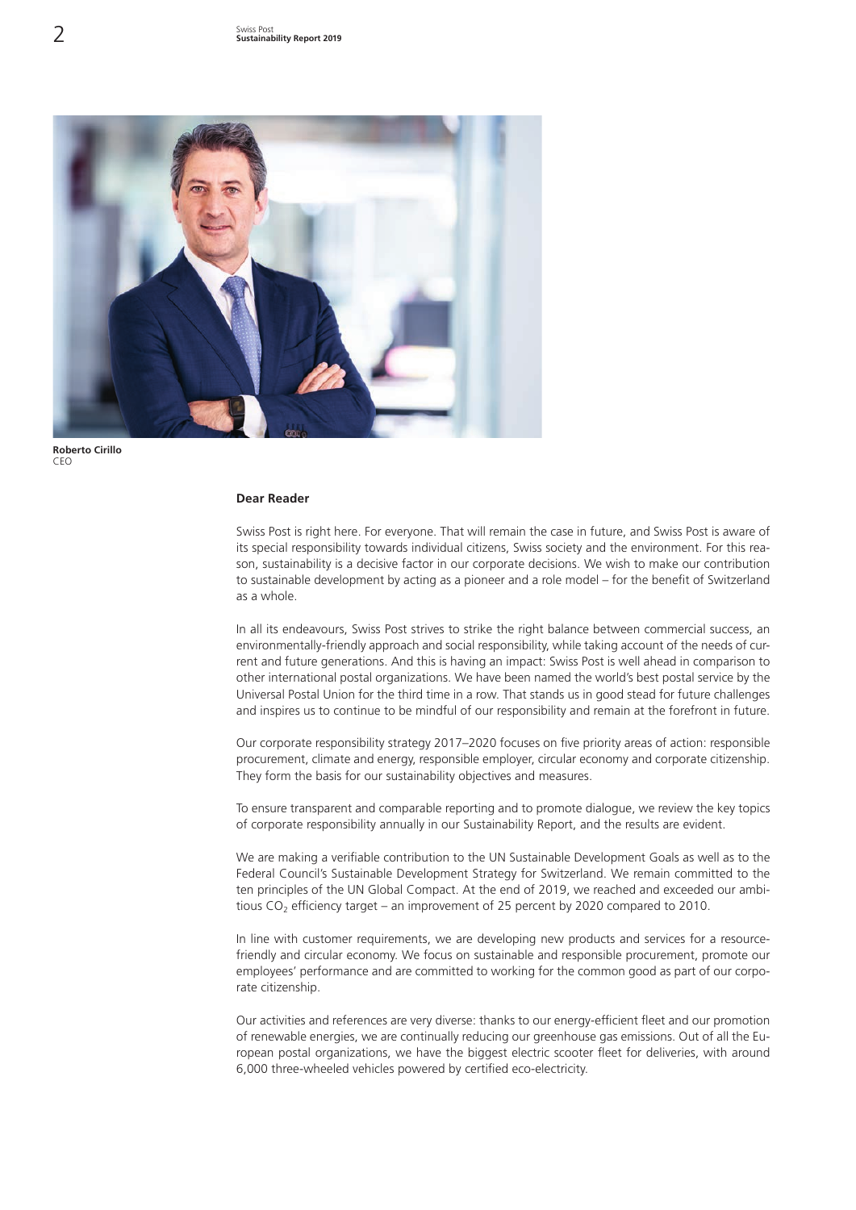**Roberto Cirillo**
CEO

**Dear Reader**

Swiss Post is right here. For everyone. That will remain the case in future, and Swiss Post is aware of its special responsibility towards individual citizens, Swiss society and the environment. For this reason, sustainability is a decisive factor in our corporate decisions. We wish to make our contribution to sustainable development by acting as a pioneer and a role model – for the benefit of Switzerland as a whole.

In all its endeavours, Swiss Post strives to strike the right balance between commercial success, an environmentally-friendly approach and social responsibility, while taking account of the needs of current and future generations. And this is having an impact: Swiss Post is well ahead in comparison to other international postal organizations. We have been named the world's best postal service by the Universal Postal Union for the third time in a row. That stands us in good stead for future challenges and inspires us to continue to be mindful of our responsibility and remain at the forefront in future.

Our corporate responsibility strategy 2017–2020 focuses on five priority areas of action: responsible procurement, climate and energy, responsible employer, circular economy and corporate citizenship. They form the basis for our sustainability objectives and measures.

To ensure transparent and comparable reporting and to promote dialogue, we review the key topics of corporate responsibility annually in our Sustainability Report, and the results are evident.

We are making a verifiable contribution to the UN Sustainable Development Goals as well as to the Federal Council's Sustainable Development Strategy for Switzerland. We remain committed to the ten principles of the UN Global Compact. At the end of 2019, we reached and exceeded our ambitious $CO_2$ efficiency target – an improvement of 25 percent by 2020 compared to 2010.

In line with customer requirements, we are developing new products and services for a resource-friendly and circular economy. We focus on sustainable and responsible procurement, promote our employees' performance and are committed to working for the common good as part of our corporate citizenship.

Our activities and references are very diverse: thanks to our energy-efficient fleet and our promotion of renewable energies, we are continually reducing our greenhouse gas emissions. Out of all the European postal organizations, we have the biggest electric scooter fleet for deliveries, with around 6,000 three-wheeled vehicles powered by certified eco-electricity.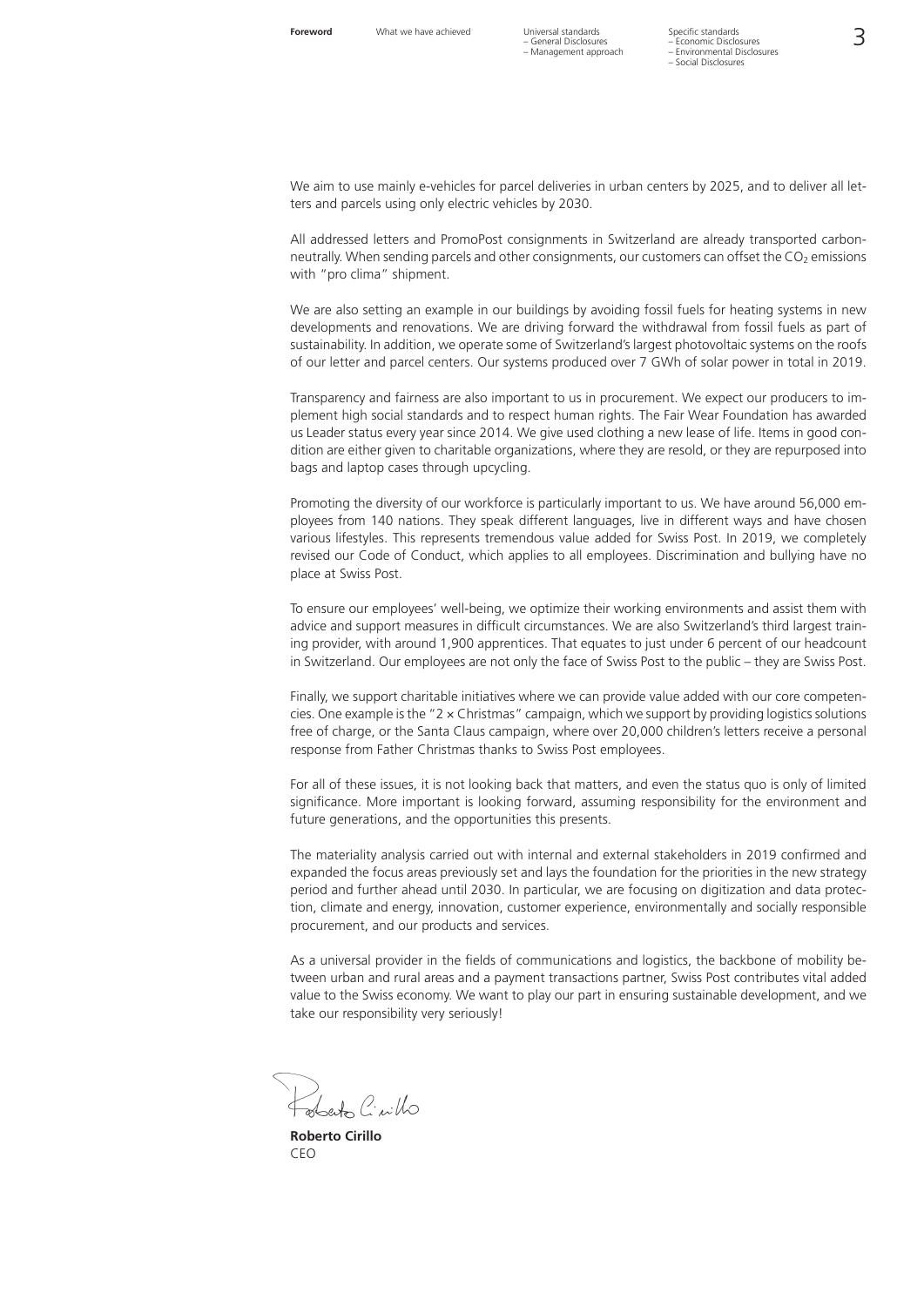We aim to use mainly e-vehicles for parcel deliveries in urban centers by 2025, and to deliver all letters and parcels using only electric vehicles by 2030.

All addressed letters and PromoPost consignments in Switzerland are already transported carbon-neutrally. When sending parcels and other consignments, our customers can offset the $CO_2$ emissions with "pro clima" shipment.

We are also setting an example in our buildings by avoiding fossil fuels for heating systems in new developments and renovations. We are driving forward the withdrawal from fossil fuels as part of sustainability. In addition, we operate some of Switzerland's largest photovoltaic systems on the roofs of our letter and parcel centers. Our systems produced over 7 GWh of solar power in total in 2019.

Transparency and fairness are also important to us in procurement. We expect our producers to implement high social standards and to respect human rights. The Fair Wear Foundation has awarded us Leader status every year since 2014. We give used clothing a new lease of life. Items in good condition are either given to charitable organizations, where they are resold, or they are repurposed into bags and laptop cases through upcycling.

Promoting the diversity of our workforce is particularly important to us. We have around 56,000 employees from 140 nations. They speak different languages, live in different ways and have chosen various lifestyles. This represents tremendous value added for Swiss Post. In 2019, we completely revised our Code of Conduct, which applies to all employees. Discrimination and bullying have no place at Swiss Post.

To ensure our employees' well-being, we optimize their working environments and assist them with advice and support measures in difficult circumstances. We are also Switzerland's third largest training provider, with around 1,900 apprentices. That equates to just under 6 percent of our headcount in Switzerland. Our employees are not only the face of Swiss Post to the public – they are Swiss Post.

Finally, we support charitable initiatives where we can provide value added with our core competencies. One example is the "2 × Christmas" campaign, which we support by providing logistics solutions free of charge, or the Santa Claus campaign, where over 20,000 children's letters receive a personal response from Father Christmas thanks to Swiss Post employees.

For all of these issues, it is not looking back that matters, and even the status quo is only of limited significance. More important is looking forward, assuming responsibility for the environment and future generations, and the opportunities this presents.

The materiality analysis carried out with internal and external stakeholders in 2019 confirmed and expanded the focus areas previously set and lays the foundation for the priorities in the new strategy period and further ahead until 2030. In particular, we are focusing on digitization and data protection, climate and energy, innovation, customer experience, environmentally and socially responsible procurement, and our products and services.

As a universal provider in the fields of communications and logistics, the backbone of mobility between urban and rural areas and a payment transactions partner, Swiss Post contributes vital added value to the Swiss economy. We want to play our part in ensuring sustainable development, and we take our responsibility very seriously!

**Roberto Cirillo**
CEO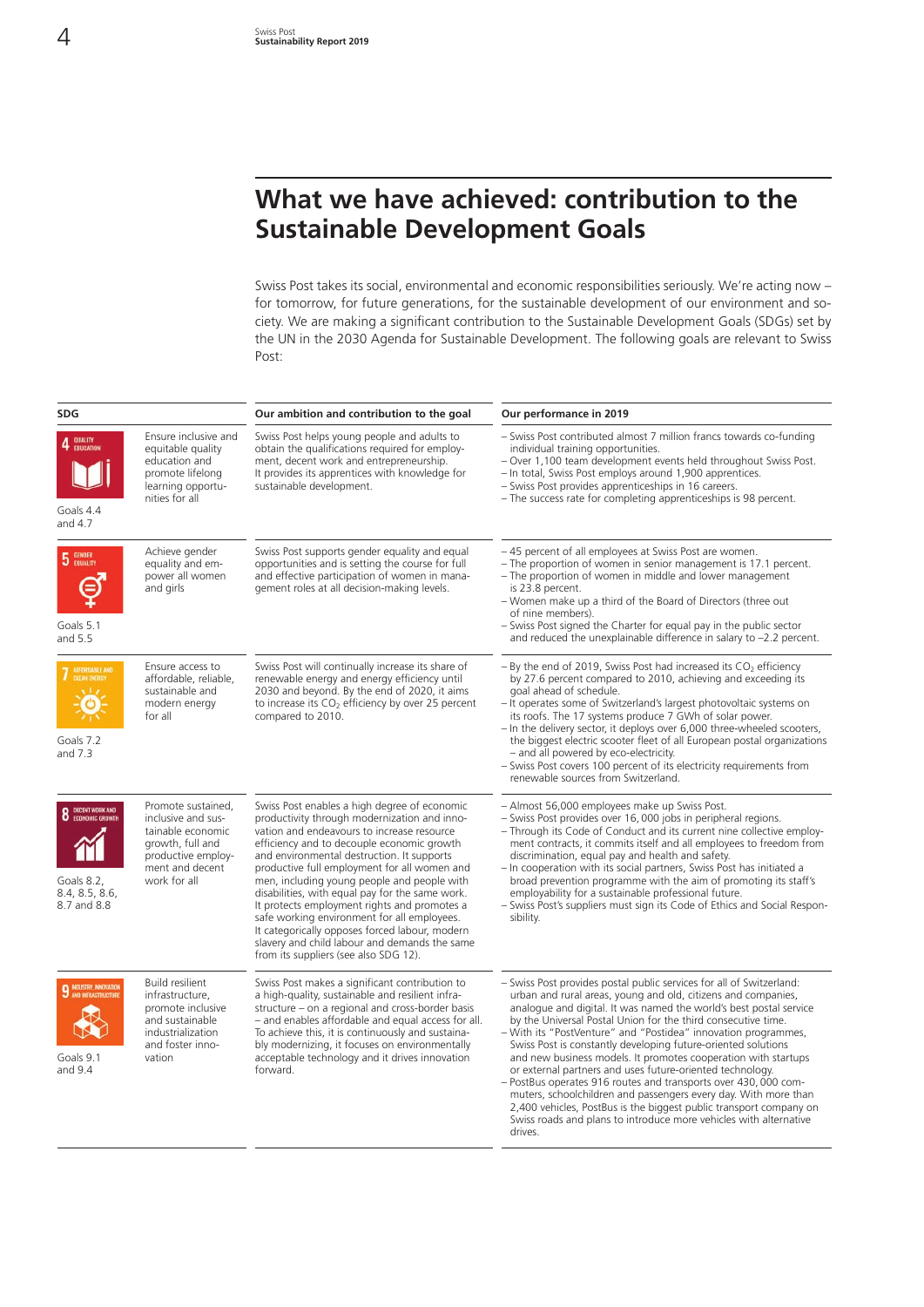# What we have achieved: contribution to the Sustainable Development Goals

Swiss Post takes its social, environmental and economic responsibilities seriously. We're acting now – for tomorrow, for future generations, for the sustainable development of our environment and society. We are making a significant contribution to the Sustainable Development Goals (SDGs) set by the UN in the 2030 Agenda for Sustainable Development. The following goals are relevant to Swiss Post:

| SDG | | Our ambition and contribution to the goal | Our performance in 2019 |
|---|---|---|---|
| 4 QUALITY EDUCATION<br>Goals 4.4 and 4.7 | Ensure inclusive and equitable quality education and promote lifelong learning opportunities for all | Swiss Post helps young people and adults to obtain the qualifications required for employment, decent work and entrepreneurship. It provides its apprentices with knowledge for sustainable development. | – Swiss Post contributed almost 7 million francs towards co-funding individual training opportunities.<br>– Over 1,100 team development events held throughout Swiss Post.<br>– In total, Swiss Post employs around 1,900 apprentices.<br>– Swiss Post provides apprenticeships in 16 careers.<br>– The success rate for completing apprenticeships is 98 percent. |
| 5 GENDER EQUALITY<br>Goals 5.1 and 5.5 | Achieve gender equality and empower all women and girls | Swiss Post supports gender equality and equal opportunities and is setting the course for full and effective participation of women in management roles at all decision-making levels. | – 45 percent of all employees at Swiss Post are women.<br>– The proportion of women in senior management is 17.1 percent.<br>– The proportion of women in middle and lower management is 23.8 percent.<br>– Women make up a third of the Board of Directors (three out of nine members).<br>– Swiss Post signed the Charter for equal pay in the public sector and reduced the unexplainable difference in salary to –2.2 percent. |
| 7 AFFORDABLE AND CLEAN ENERGY<br>Goals 7.2 and 7.3 | Ensure access to affordable, reliable, sustainable and modern energy for all | Swiss Post will continually increase its share of renewable energy and energy efficiency until 2030 and beyond. By the end of 2020, it aims to increase its $CO_2$ efficiency by over 25 percent compared to 2010. | – By the end of 2019, Swiss Post had increased its $CO_2$ efficiency by 27.6 percent compared to 2010, achieving and exceeding its goal ahead of schedule.<br>– It operates some of Switzerland's largest photovoltaic systems on its roofs. The 17 systems produce 7 GWh of solar power.<br>– In the delivery sector, it deploys over 6,000 three-wheeled scooters, the biggest electric scooter fleet of all European postal organizations – and all powered by eco-electricity.<br>– Swiss Post covers 100 percent of its electricity requirements from renewable sources from Switzerland. |
| 8 DECENT WORK AND ECONOMIC GROWTH<br>Goals 8.2, 8.4, 8.5, 8.6, 8.7 and 8.8 | Promote sustained, inclusive and sustainable economic growth, full and productive employment and decent work for all | Swiss Post enables a high degree of economic productivity through modernization and innovation and endeavours to increase resource efficiency and to decouple economic growth and environmental destruction. It supports productive full employment for all women and men, including young people and people with disabilities, with equal pay for the same work. It protects employment rights and promotes a safe working environment for all employees. It categorically opposes forced labour, modern slavery and child labour and demands the same from its suppliers (see also SDG 12). | – Almost 56,000 employees make up Swiss Post.<br>– Swiss Post provides over 16,000 jobs in peripheral regions.<br>– Through its Code of Conduct and its current nine collective employment contracts, it commits itself and all employees to freedom from discrimination, equal pay and health and safety.<br>– In cooperation with its social partners, Swiss Post has initiated a broad prevention programme with the aim of promoting its staff's employability for a sustainable professional future.<br>– Swiss Post's suppliers must sign its Code of Ethics and Social Responsibility. |
| 9 INDUSTRY, INNOVATION AND INFRASTRUCTURE<br>Goals 9.1 and 9.4 | Build resilient infrastructure, promote inclusive and sustainable industrialization and foster innovation | Swiss Post makes a significant contribution to a high-quality, sustainable and resilient infrastructure – on a regional and cross-border basis – and enables affordable and equal access for all. To achieve this, it is continuously and sustainably modernizing, it focuses on environmentally acceptable technology and it drives innovation forward. | – Swiss Post provides postal public services for all of Switzerland: urban and rural areas, young and old, citizens and companies, analogue and digital. It was named the world's best postal service by the Universal Postal Union for the third consecutive time.<br>– With its "PostVenture" and "Postidea" innovation programmes, Swiss Post is constantly developing future-oriented solutions and new business models. It promotes cooperation with startups or external partners and uses future-oriented technology.<br>– PostBus operates 916 routes and transports over 430,000 commuters, schoolchildren and passengers every day. With more than 2,400 vehicles, PostBus is the biggest public transport company on Swiss roads and plans to introduce more vehicles with alternative drives. |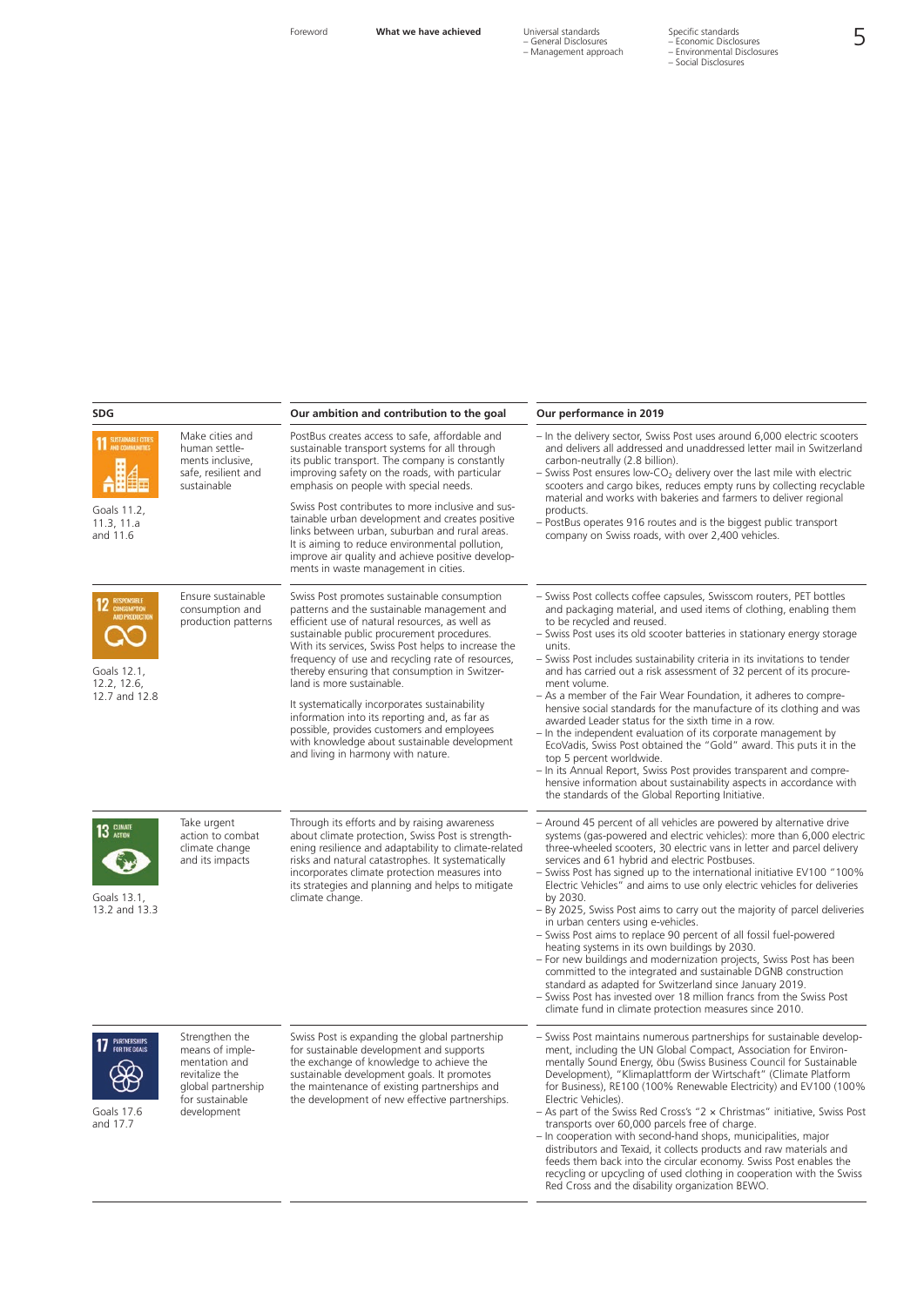| SDG | | Our ambition and contribution to the goal | Our performance in 2019 |
|---|---|---|---|
| 11 SUSTAINABLE CITIES AND COMMUNITIES<br><br>Goals 11.2, 11.3, 11.a and 11.6 | Make cities and human settlements inclusive, safe, resilient and sustainable | PostBus creates access to safe, affordable and sustainable transport systems for all through its public transport. The company is constantly improving safety on the roads, with particular emphasis on people with special needs.<br><br>Swiss Post contributes to more inclusive and sustainable urban development and creates positive links between urban, suburban and rural areas. It is aiming to reduce environmental pollution, improve air quality and achieve positive developments in waste management in cities. | – In the delivery sector, Swiss Post uses around 6,000 electric scooters and delivers all addressed and unaddressed letter mail in Switzerland carbon-neutrally (2.8 billion).<br>– Swiss Post ensures low-$CO_2$ delivery over the last mile with electric scooters and cargo bikes, reduces empty runs by collecting recyclable material and works with bakeries and farmers to deliver regional products.<br>– PostBus operates 916 routes and is the biggest public transport company on Swiss roads, with over 2,400 vehicles. |
| 12 RESPONSIBLE CONSUMPTION AND PRODUCTION<br><br>Goals 12.1, 12.2, 12.6, 12.7 and 12.8 | Ensure sustainable consumption and production patterns | Swiss Post promotes sustainable consumption patterns and the sustainable management and efficient use of natural resources, as well as sustainable public procurement procedures. With its services, Swiss Post helps to increase the frequency of use and recycling rate of resources, thereby ensuring that consumption in Switzerland is more sustainable.<br><br>It systematically incorporates sustainability information into its reporting and, as far as possible, provides customers and employees with knowledge about sustainable development and living in harmony with nature. | – Swiss Post collects coffee capsules, Swisscom routers, PET bottles and packaging material, and used items of clothing, enabling them to be recycled and reused.<br>– Swiss Post uses its old scooter batteries in stationary energy storage units.<br>– Swiss Post includes sustainability criteria in its invitations to tender and has carried out a risk assessment of 32 percent of its procurement volume.<br>– As a member of the Fair Wear Foundation, it adheres to comprehensive social standards for the manufacture of its clothing and was awarded Leader status for the sixth time in a row.<br>– In the independent evaluation of its corporate management by EcoVadis, Swiss Post obtained the "Gold" award. This puts it in the top 5 percent worldwide.<br>– In its Annual Report, Swiss Post provides transparent and comprehensive information about sustainability aspects in accordance with the standards of the Global Reporting Initiative. |
| 13 CLIMATE ACTION<br><br>Goals 13.1, 13.2 and 13.3 | Take urgent action to combat climate change and its impacts | Through its efforts and by raising awareness about climate protection, Swiss Post is strengthening resilience and adaptability to climate-related risks and natural catastrophes. It systematically incorporates climate protection measures into its strategies and planning and helps to mitigate climate change. | – Around 45 percent of all vehicles are powered by alternative drive systems (gas-powered and electric vehicles): more than 6,000 electric three-wheeled scooters, 30 electric vans in letter and parcel delivery services and 61 hybrid and electric Postbuses.<br>– Swiss Post has signed up to the international initiative EV100 "100% Electric Vehicles" and aims to use only electric vehicles for deliveries by 2030.<br>– By 2025, Swiss Post aims to carry out the majority of parcel deliveries in urban centers using e-vehicles.<br>– Swiss Post aims to replace 90 percent of all fossil fuel-powered heating systems in its own buildings by 2030.<br>– For new buildings and modernization projects, Swiss Post has been committed to the integrated and sustainable DGNB construction standard as adapted for Switzerland since January 2019.<br>– Swiss Post has invested over 18 million francs from the Swiss Post climate fund in climate protection measures since 2010. |
| 17 PARTNERSHIPS FOR THE GOALS<br><br>Goals 17.6 and 17.7 | Strengthen the means of implementation and revitalize the global partnership for sustainable development | Swiss Post is expanding the global partnership for sustainable development and supports the exchange of knowledge to achieve the sustainable development goals. It promotes the maintenance of existing partnerships and the development of new effective partnerships. | – Swiss Post maintains numerous partnerships for sustainable development, including the UN Global Compact, Association for Environmentally Sound Energy, öbu (Swiss Business Council for Sustainable Development), "Klimaplattform der Wirtschaft" (Climate Platform for Business), RE100 (100% Renewable Electricity) and EV100 (100% Electric Vehicles).<br>– As part of the Swiss Red Cross's "2 × Christmas" initiative, Swiss Post transports over 60,000 parcels free of charge.<br>– In cooperation with second-hand shops, municipalities, major distributors and Texaid, it collects products and raw materials and feeds them back into the circular economy. Swiss Post enables the recycling or upcycling of used clothing in cooperation with the Swiss Red Cross and the disability organization BEWO. |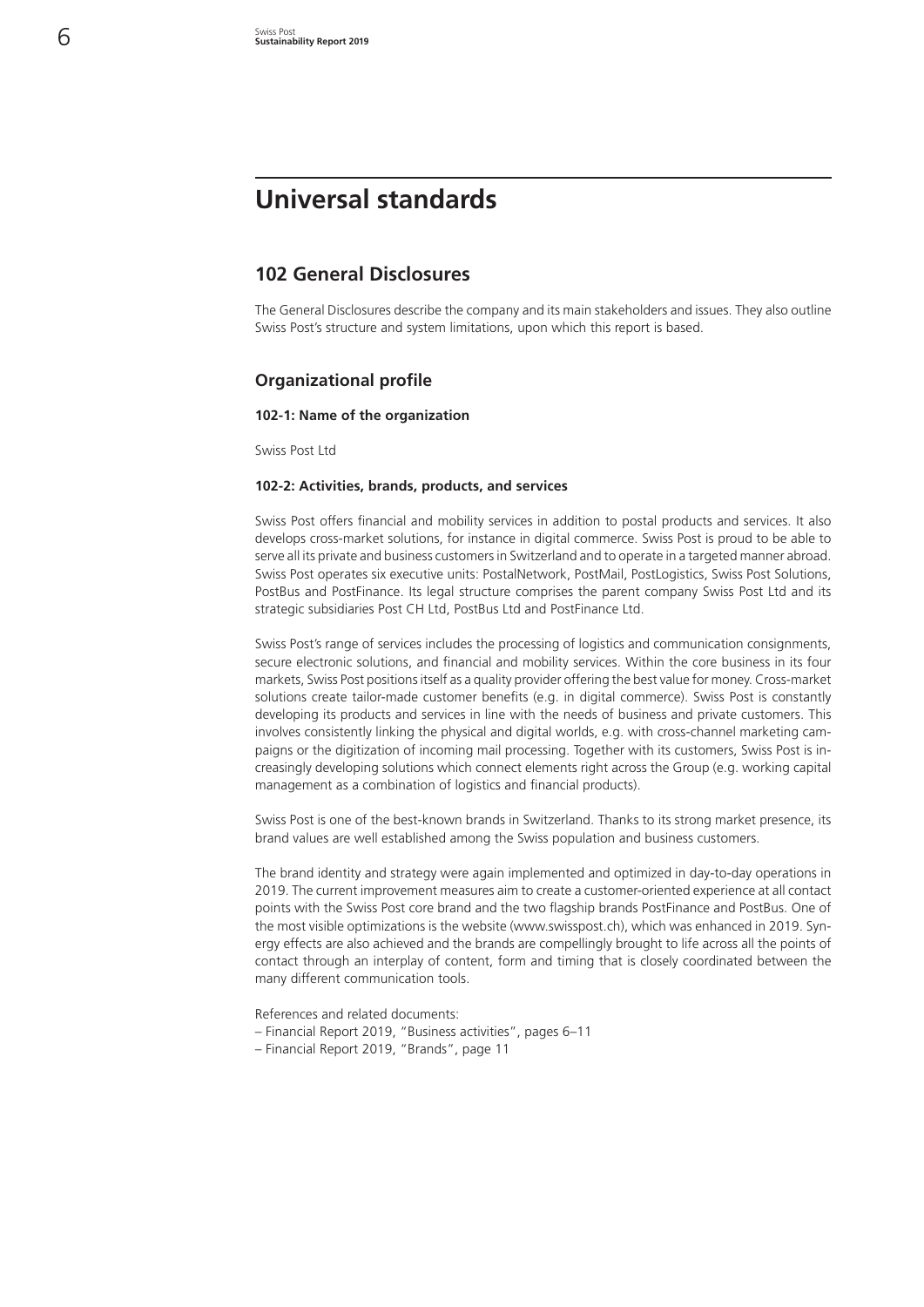# Universal standards

## 102 General Disclosures

The General Disclosures describe the company and its main stakeholders and issues. They also outline Swiss Post's structure and system limitations, upon which this report is based.

### Organizational profile

#### 102-1: Name of the organization

Swiss Post Ltd

#### 102-2: Activities, brands, products, and services

Swiss Post offers financial and mobility services in addition to postal products and services. It also develops cross-market solutions, for instance in digital commerce. Swiss Post is proud to be able to serve all its private and business customers in Switzerland and to operate in a targeted manner abroad. Swiss Post operates six executive units: PostalNetwork, PostMail, PostLogistics, Swiss Post Solutions, PostBus and PostFinance. Its legal structure comprises the parent company Swiss Post Ltd and its strategic subsidiaries Post CH Ltd, PostBus Ltd and PostFinance Ltd.

Swiss Post's range of services includes the processing of logistics and communication consignments, secure electronic solutions, and financial and mobility services. Within the core business in its four markets, Swiss Post positions itself as a quality provider offering the best value for money. Cross-market solutions create tailor-made customer benefits (e.g. in digital commerce). Swiss Post is constantly developing its products and services in line with the needs of business and private customers. This involves consistently linking the physical and digital worlds, e.g. with cross-channel marketing campaigns or the digitization of incoming mail processing. Together with its customers, Swiss Post is increasingly developing solutions which connect elements right across the Group (e.g. working capital management as a combination of logistics and financial products).

Swiss Post is one of the best-known brands in Switzerland. Thanks to its strong market presence, its brand values are well established among the Swiss population and business customers.

The brand identity and strategy were again implemented and optimized in day-to-day operations in 2019. The current improvement measures aim to create a customer-oriented experience at all contact points with the Swiss Post core brand and the two flagship brands PostFinance and PostBus. One of the most visible optimizations is the website (www.swisspost.ch), which was enhanced in 2019. Synergy effects are also achieved and the brands are compellingly brought to life across all the points of contact through an interplay of content, form and timing that is closely coordinated between the many different communication tools.

References and related documents:
– Financial Report 2019, "Business activities", pages 6–11
– Financial Report 2019, "Brands", page 11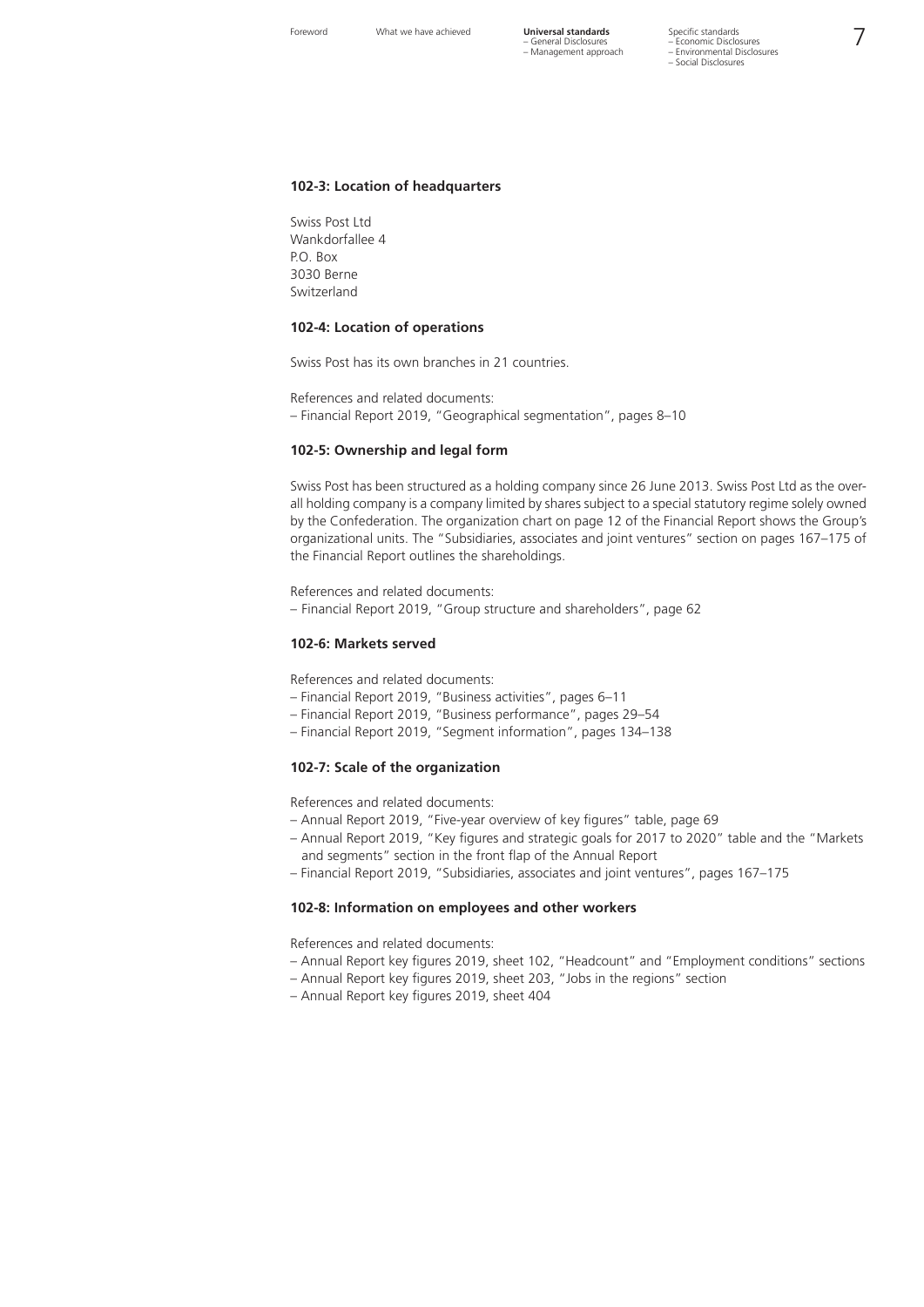### 102-3: Location of headquarters

Swiss Post Ltd
Wankdorfallee 4
P.O. Box
3030 Berne
Switzerland

### 102-4: Location of operations

Swiss Post has its own branches in 21 countries.

References and related documents:
– Financial Report 2019, "Geographical segmentation", pages 8–10

### 102-5: Ownership and legal form

Swiss Post has been structured as a holding company since 26 June 2013. Swiss Post Ltd as the overall holding company is a company limited by shares subject to a special statutory regime solely owned by the Confederation. The organization chart on page 12 of the Financial Report shows the Group's organizational units. The "Subsidiaries, associates and joint ventures" section on pages 167–175 of the Financial Report outlines the shareholdings.

References and related documents:
– Financial Report 2019, "Group structure and shareholders", page 62

### 102-6: Markets served

References and related documents:
– Financial Report 2019, "Business activities", pages 6–11
– Financial Report 2019, "Business performance", pages 29–54
– Financial Report 2019, "Segment information", pages 134–138

### 102-7: Scale of the organization

References and related documents:
– Annual Report 2019, "Five-year overview of key figures" table, page 69
– Annual Report 2019, "Key figures and strategic goals for 2017 to 2020" table and the "Markets and segments" section in the front flap of the Annual Report
– Financial Report 2019, "Subsidiaries, associates and joint ventures", pages 167–175

### 102-8: Information on employees and other workers

References and related documents:
– Annual Report key figures 2019, sheet 102, "Headcount" and "Employment conditions" sections
– Annual Report key figures 2019, sheet 203, "Jobs in the regions" section
– Annual Report key figures 2019, sheet 404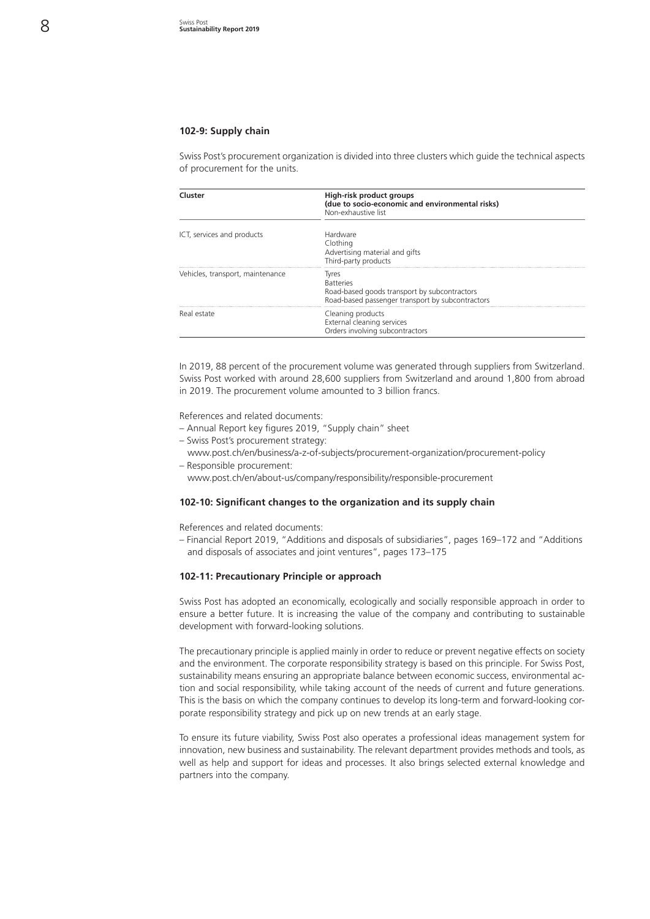### 102-9: Supply chain

Swiss Post's procurement organization is divided into three clusters which guide the technical aspects of procurement for the units.

| Cluster | High-risk product groups (due to socio-economic and environmental risks) Non-exhaustive list |
|---|---|
| ICT, services and products | Hardware<br>Clothing<br>Advertising material and gifts<br>Third-party products |
| Vehicles, transport, maintenance | Tyres<br>Batteries<br>Road-based goods transport by subcontractors<br>Road-based passenger transport by subcontractors |
| Real estate | Cleaning products<br>External cleaning services<br>Orders involving subcontractors |

In 2019, 88 percent of the procurement volume was generated through suppliers from Switzerland. Swiss Post worked with around 28,600 suppliers from Switzerland and around 1,800 from abroad in 2019. The procurement volume amounted to 3 billion francs.

References and related documents:

- Annual Report key figures 2019, "Supply chain" sheet
- Swiss Post's procurement strategy:
  www.post.ch/en/business/a-z-of-subjects/procurement-organization/procurement-policy
- Responsible procurement:
  www.post.ch/en/about-us/company/responsibility/responsible-procurement

### 102-10: Significant changes to the organization and its supply chain

References and related documents:

- Financial Report 2019, "Additions and disposals of subsidiaries", pages 169–172 and "Additions and disposals of associates and joint ventures", pages 173–175

### 102-11: Precautionary Principle or approach

Swiss Post has adopted an economically, ecologically and socially responsible approach in order to ensure a better future. It is increasing the value of the company and contributing to sustainable development with forward-looking solutions.

The precautionary principle is applied mainly in order to reduce or prevent negative effects on society and the environment. The corporate responsibility strategy is based on this principle. For Swiss Post, sustainability means ensuring an appropriate balance between economic success, environmental action and social responsibility, while taking account of the needs of current and future generations. This is the basis on which the company continues to develop its long-term and forward-looking corporate responsibility strategy and pick up on new trends at an early stage.

To ensure its future viability, Swiss Post also operates a professional ideas management system for innovation, new business and sustainability. The relevant department provides methods and tools, as well as help and support for ideas and processes. It also brings selected external knowledge and partners into the company.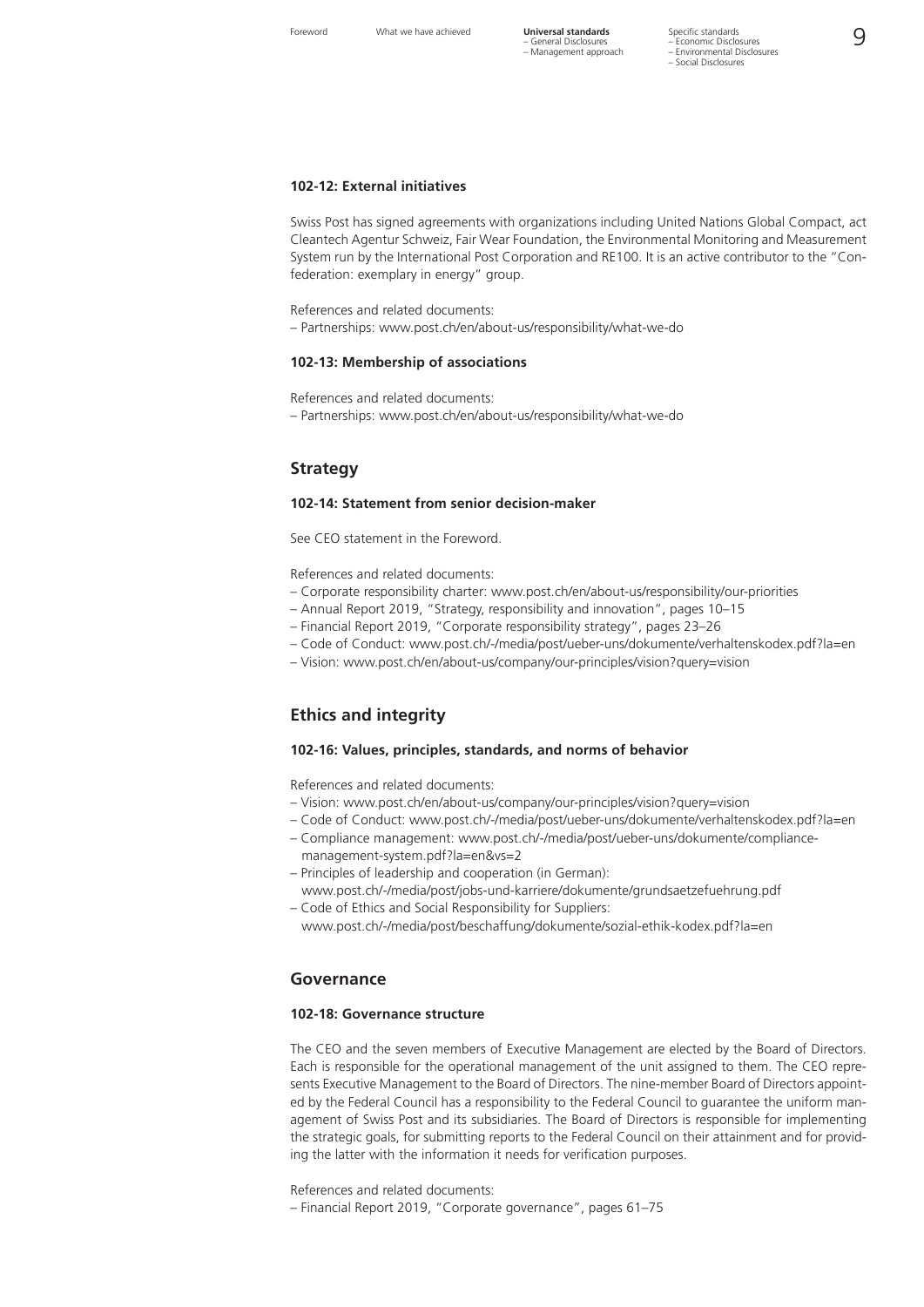#### 102-12: External initiatives

Swiss Post has signed agreements with organizations including United Nations Global Compact, act Cleantech Agentur Schweiz, Fair Wear Foundation, the Environmental Monitoring and Measurement System run by the International Post Corporation and RE100. It is an active contributor to the "Confederation: exemplary in energy" group.

References and related documents:
– Partnerships: www.post.ch/en/about-us/responsibility/what-we-do

#### 102-13: Membership of associations

References and related documents:
– Partnerships: www.post.ch/en/about-us/responsibility/what-we-do

### Strategy

#### 102-14: Statement from senior decision-maker

See CEO statement in the Foreword.

References and related documents:
– Corporate responsibility charter: www.post.ch/en/about-us/responsibility/our-priorities
– Annual Report 2019, "Strategy, responsibility and innovation", pages 10–15
– Financial Report 2019, "Corporate responsibility strategy", pages 23–26
– Code of Conduct: www.post.ch/-/media/post/ueber-uns/dokumente/verhaltenskodex.pdf?la=en
– Vision: www.post.ch/en/about-us/company/our-principles/vision?query=vision

### Ethics and integrity

#### 102-16: Values, principles, standards, and norms of behavior

References and related documents:
– Vision: www.post.ch/en/about-us/company/our-principles/vision?query=vision
– Code of Conduct: www.post.ch/-/media/post/ueber-uns/dokumente/verhaltenskodex.pdf?la=en
– Compliance management: www.post.ch/-/media/post/ueber-uns/dokumente/compliance-management-system.pdf?la=en&vs=2
– Principles of leadership and cooperation (in German): www.post.ch/-/media/post/jobs-und-karriere/dokumente/grundsaetzefuehrung.pdf
– Code of Ethics and Social Responsibility for Suppliers: www.post.ch/-/media/post/beschaffung/dokumente/sozial-ethik-kodex.pdf?la=en

### Governance

#### 102-18: Governance structure

The CEO and the seven members of Executive Management are elected by the Board of Directors. Each is responsible for the operational management of the unit assigned to them. The CEO represents Executive Management to the Board of Directors. The nine-member Board of Directors appointed by the Federal Council has a responsibility to the Federal Council to guarantee the uniform management of Swiss Post and its subsidiaries. The Board of Directors is responsible for implementing the strategic goals, for submitting reports to the Federal Council on their attainment and for providing the latter with the information it needs for verification purposes.

References and related documents:
– Financial Report 2019, "Corporate governance", pages 61–75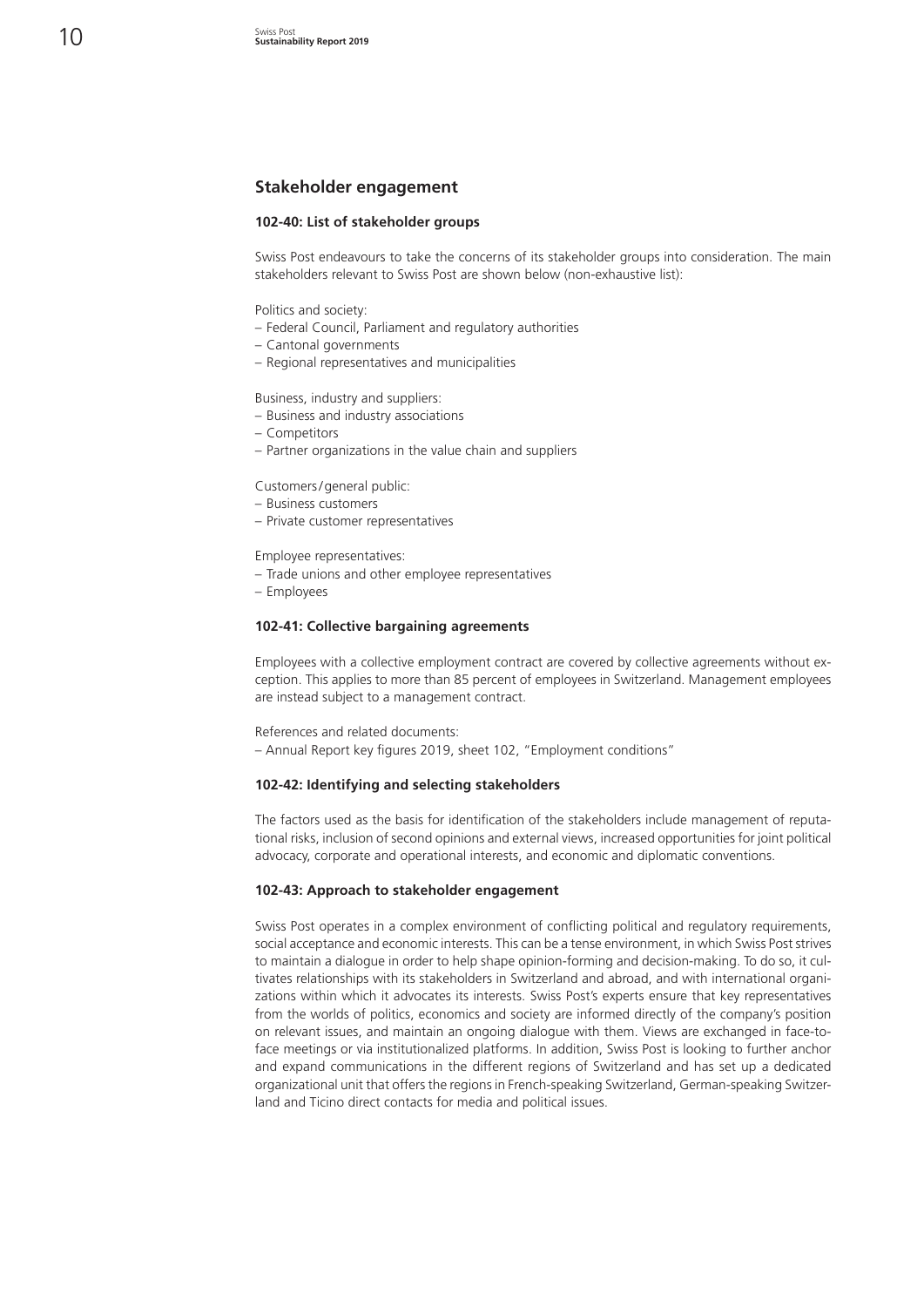## Stakeholder engagement

### 102-40: List of stakeholder groups

Swiss Post endeavours to take the concerns of its stakeholder groups into consideration. The main stakeholders relevant to Swiss Post are shown below (non-exhaustive list):

Politics and society:
- Federal Council, Parliament and regulatory authorities
- Cantonal governments
- Regional representatives and municipalities

Business, industry and suppliers:
- Business and industry associations
- Competitors
- Partner organizations in the value chain and suppliers

Customers / general public:
- Business customers
- Private customer representatives

Employee representatives:
- Trade unions and other employee representatives
- Employees

### 102-41: Collective bargaining agreements

Employees with a collective employment contract are covered by collective agreements without exception. This applies to more than 85 percent of employees in Switzerland. Management employees are instead subject to a management contract.

References and related documents:
- Annual Report key figures 2019, sheet 102, "Employment conditions"

### 102-42: Identifying and selecting stakeholders

The factors used as the basis for identification of the stakeholders include management of reputational risks, inclusion of second opinions and external views, increased opportunities for joint political advocacy, corporate and operational interests, and economic and diplomatic conventions.

### 102-43: Approach to stakeholder engagement

Swiss Post operates in a complex environment of conflicting political and regulatory requirements, social acceptance and economic interests. This can be a tense environment, in which Swiss Post strives to maintain a dialogue in order to help shape opinion-forming and decision-making. To do so, it cultivates relationships with its stakeholders in Switzerland and abroad, and with international organizations within which it advocates its interests. Swiss Post's experts ensure that key representatives from the worlds of politics, economics and society are informed directly of the company's position on relevant issues, and maintain an ongoing dialogue with them. Views are exchanged in face-to-face meetings or via institutionalized platforms. In addition, Swiss Post is looking to further anchor and expand communications in the different regions of Switzerland and has set up a dedicated organizational unit that offers the regions in French-speaking Switzerland, German-speaking Switzerland and Ticino direct contacts for media and political issues.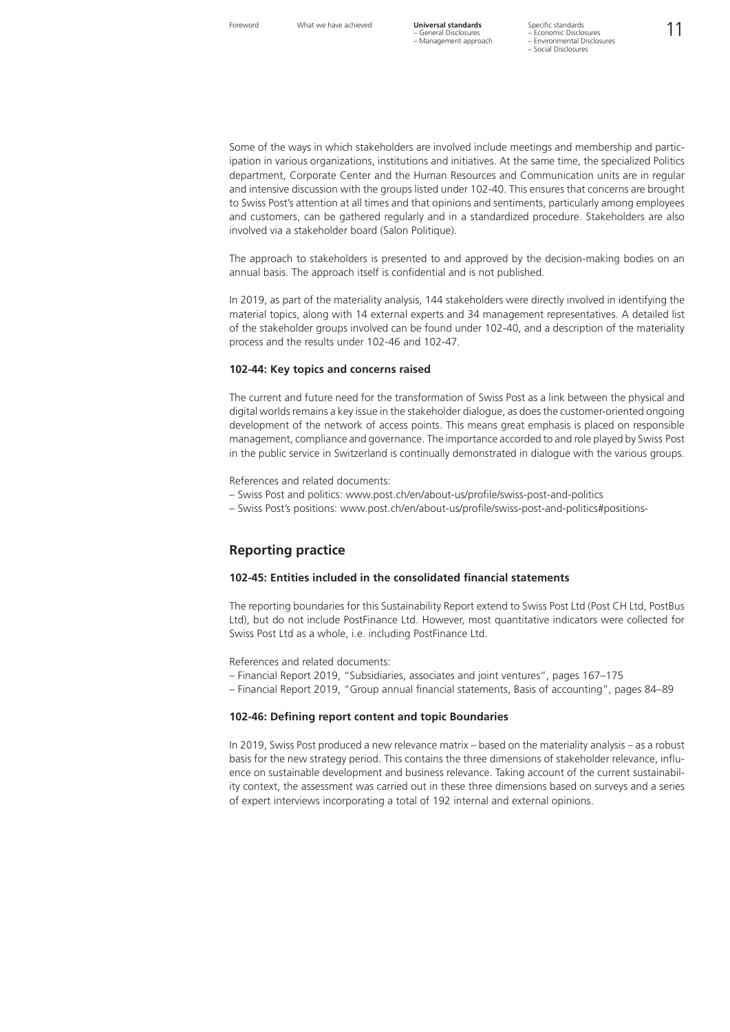Some of the ways in which stakeholders are involved include meetings and membership and participation in various organizations, institutions and initiatives. At the same time, the specialized Politics department, Corporate Center and the Human Resources and Communication units are in regular and intensive discussion with the groups listed under 102-40. This ensures that concerns are brought to Swiss Post's attention at all times and that opinions and sentiments, particularly among employees and customers, can be gathered regularly and in a standardized procedure. Stakeholders are also involved via a stakeholder board (Salon Politique).

The approach to stakeholders is presented to and approved by the decision-making bodies on an annual basis. The approach itself is confidential and is not published.

In 2019, as part of the materiality analysis, 144 stakeholders were directly involved in identifying the material topics, along with 14 external experts and 34 management representatives. A detailed list of the stakeholder groups involved can be found under 102-40, and a description of the materiality process and the results under 102-46 and 102-47.

#### 102-44: Key topics and concerns raised

The current and future need for the transformation of Swiss Post as a link between the physical and digital worlds remains a key issue in the stakeholder dialogue, as does the customer-oriented ongoing development of the network of access points. This means great emphasis is placed on responsible management, compliance and governance. The importance accorded to and role played by Swiss Post in the public service in Switzerland is continually demonstrated in dialogue with the various groups.

References and related documents:

- Swiss Post and politics: www.post.ch/en/about-us/profile/swiss-post-and-politics
- Swiss Post's positions: www.post.ch/en/about-us/profile/swiss-post-and-politics#positions-

## Reporting practice

#### 102-45: Entities included in the consolidated financial statements

The reporting boundaries for this Sustainability Report extend to Swiss Post Ltd (Post CH Ltd, PostBus Ltd), but do not include PostFinance Ltd. However, most quantitative indicators were collected for Swiss Post Ltd as a whole, i.e. including PostFinance Ltd.

References and related documents:

- Financial Report 2019, "Subsidiaries, associates and joint ventures", pages 167–175
- Financial Report 2019, "Group annual financial statements, Basis of accounting", pages 84–89

#### 102-46: Defining report content and topic Boundaries

In 2019, Swiss Post produced a new relevance matrix – based on the materiality analysis – as a robust basis for the new strategy period. This contains the three dimensions of stakeholder relevance, influence on sustainable development and business relevance. Taking account of the current sustainability context, the assessment was carried out in these three dimensions based on surveys and a series of expert interviews incorporating a total of 192 internal and external opinions.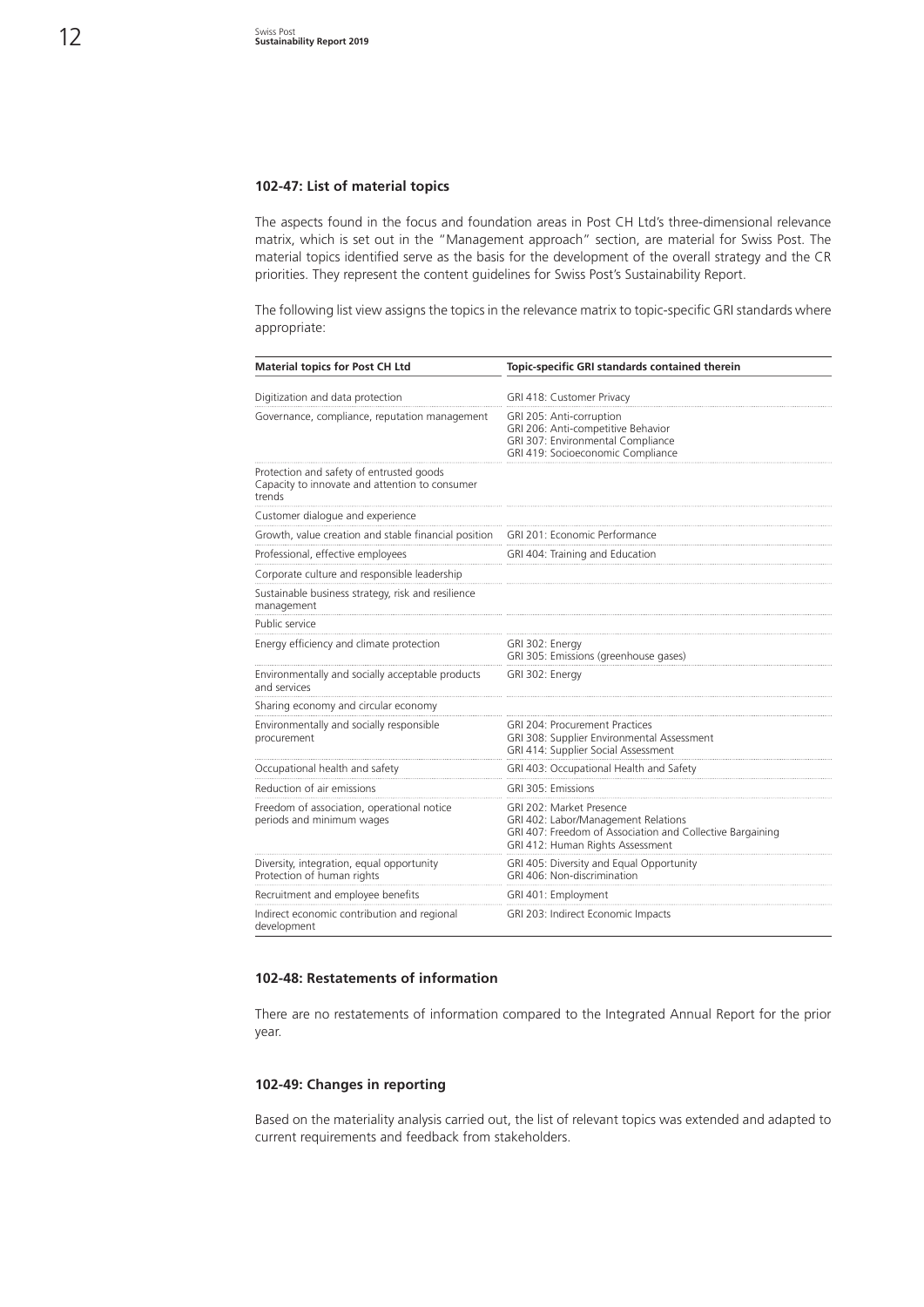### 102-47: List of material topics

The aspects found in the focus and foundation areas in Post CH Ltd's three-dimensional relevance matrix, which is set out in the "Management approach" section, are material for Swiss Post. The material topics identified serve as the basis for the development of the overall strategy and the CR priorities. They represent the content guidelines for Swiss Post's Sustainability Report.

The following list view assigns the topics in the relevance matrix to topic-specific GRI standards where appropriate:

| Material topics for Post CH Ltd | Topic-specific GRI standards contained therein |
|---|---|
| Digitization and data protection | GRI 418: Customer Privacy |
| Governance, compliance, reputation management | GRI 205: Anti-corruption<br>GRI 206: Anti-competitive Behavior<br>GRI 307: Environmental Compliance<br>GRI 419: Socioeconomic Compliance |
| Protection and safety of entrusted goods<br>Capacity to innovate and attention to consumer trends | |
| Customer dialogue and experience | |
| Growth, value creation and stable financial position | GRI 201: Economic Performance |
| Professional, effective employees | GRI 404: Training and Education |
| Corporate culture and responsible leadership | |
| Sustainable business strategy, risk and resilience management | |
| Public service | |
| Energy efficiency and climate protection | GRI 302: Energy<br>GRI 305: Emissions (greenhouse gases) |
| Environmentally and socially acceptable products and services | GRI 302: Energy |
| Sharing economy and circular economy | |
| Environmentally and socially responsible procurement | GRI 204: Procurement Practices<br>GRI 308: Supplier Environmental Assessment<br>GRI 414: Supplier Social Assessment |
| Occupational health and safety | GRI 403: Occupational Health and Safety |
| Reduction of air emissions | GRI 305: Emissions |
| Freedom of association, operational notice periods and minimum wages | GRI 202: Market Presence<br>GRI 402: Labor/Management Relations<br>GRI 407: Freedom of Association and Collective Bargaining<br>GRI 412: Human Rights Assessment |
| Diversity, integration, equal opportunity<br>Protection of human rights | GRI 405: Diversity and Equal Opportunity<br>GRI 406: Non-discrimination |
| Recruitment and employee benefits | GRI 401: Employment |
| Indirect economic contribution and regional development | GRI 203: Indirect Economic Impacts |

### 102-48: Restatements of information

There are no restatements of information compared to the Integrated Annual Report for the prior year.

### 102-49: Changes in reporting

Based on the materiality analysis carried out, the list of relevant topics was extended and adapted to current requirements and feedback from stakeholders.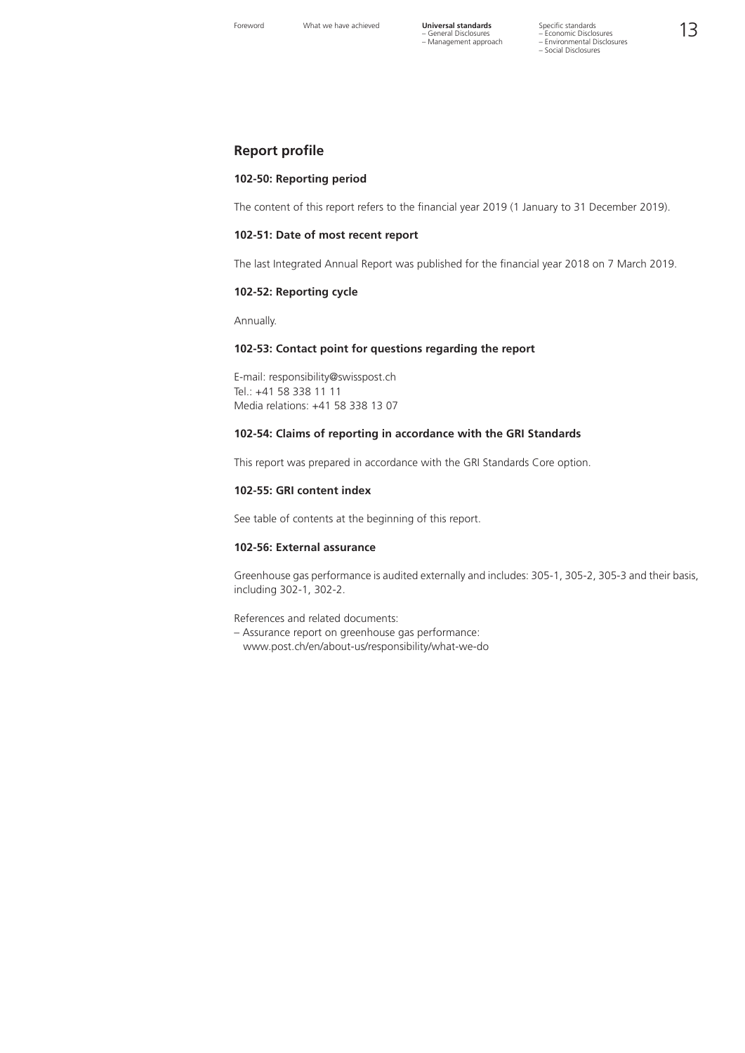## Report profile

### 102-50: Reporting period

The content of this report refers to the financial year 2019 (1 January to 31 December 2019).

### 102-51: Date of most recent report

The last Integrated Annual Report was published for the financial year 2018 on 7 March 2019.

### 102-52: Reporting cycle

Annually.

### 102-53: Contact point for questions regarding the report

E-mail: responsibility@swisspost.ch
Tel.: +41 58 338 11 11
Media relations: +41 58 338 13 07

### 102-54: Claims of reporting in accordance with the GRI Standards

This report was prepared in accordance with the GRI Standards Core option.

### 102-55: GRI content index

See table of contents at the beginning of this report.

### 102-56: External assurance

Greenhouse gas performance is audited externally and includes: 305-1, 305-2, 305-3 and their basis, including 302-1, 302-2.

References and related documents:

– Assurance report on greenhouse gas performance:
  www.post.ch/en/about-us/responsibility/what-we-do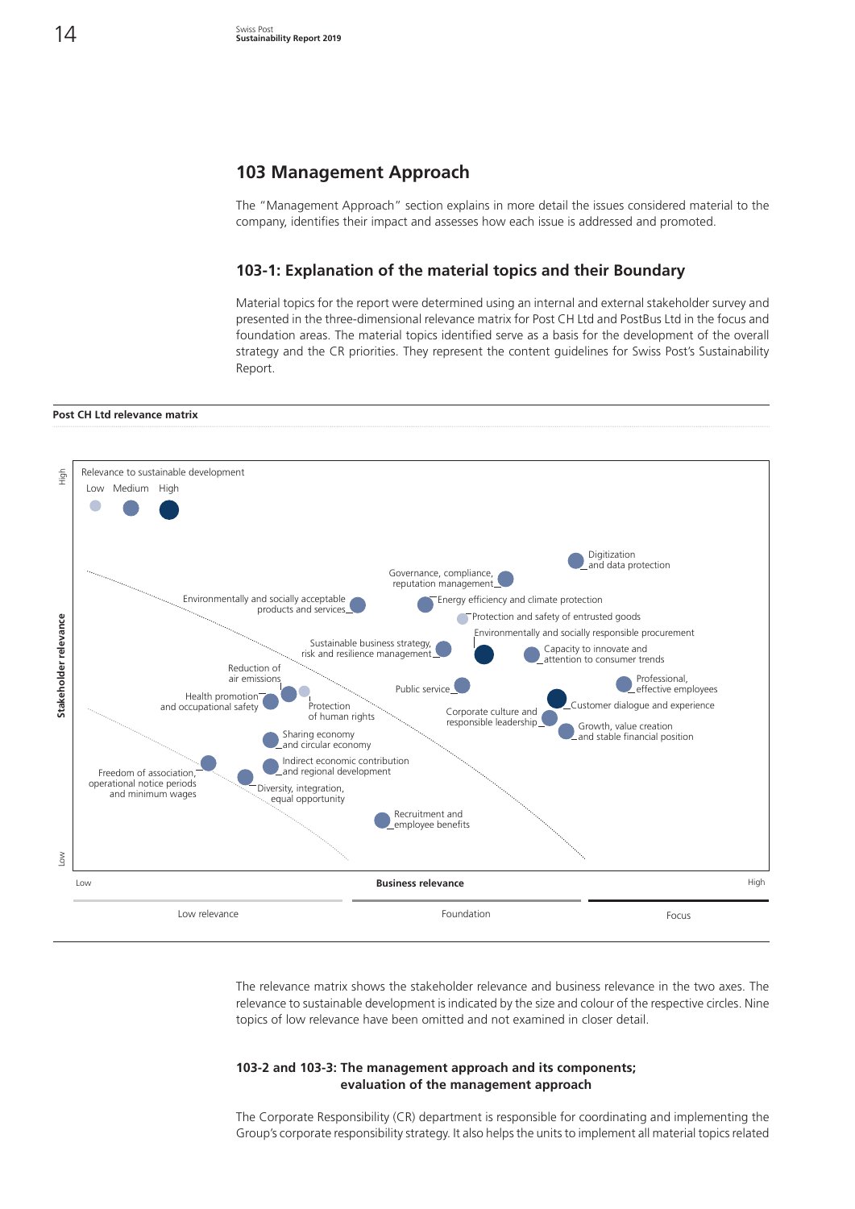## 103 Management Approach

The "Management Approach" section explains in more detail the issues considered material to the company, identifies their impact and assesses how each issue is addressed and promoted.

### 103-1: Explanation of the material topics and their Boundary

Material topics for the report were determined using an internal and external stakeholder survey and presented in the three-dimensional relevance matrix for Post CH Ltd and PostBus Ltd in the focus and foundation areas. The material topics identified serve as a basis for the development of the overall strategy and the CR priorities. They represent the content guidelines for Swiss Post's Sustainability Report.

**Post CH Ltd relevance matrix**

Relevance to sustainable development: Low, Medium, High

Stakeholder relevance (Low – High); Business relevance (Low – High)

Low relevance | Foundation | Focus

- Digitization and data protection
- Governance, compliance, reputation management
- Environmentally and socially acceptable products and services
- Energy efficiency and climate protection
- Protection and safety of entrusted goods
- Environmentally and socially responsible procurement
- Sustainable business strategy, risk and resilience management
- Capacity to innovate and attention to consumer trends
- Reduction of air emissions
- Professional, effective employees
- Public service
- Health promotion and occupational safety
- Protection of human rights
- Customer dialogue and experience
- Corporate culture and responsible leadership
- Growth, value creation and stable financial position
- Sharing economy and circular economy
- Indirect economic contribution and regional development
- Freedom of association, operational notice periods and minimum wages
- Diversity, integration, equal opportunity
- Recruitment and employee benefits

The relevance matrix shows the stakeholder relevance and business relevance in the two axes. The relevance to sustainable development is indicated by the size and colour of the respective circles. Nine topics of low relevance have been omitted and not examined in closer detail.

#### 103-2 and 103-3: The management approach and its components; evaluation of the management approach

The Corporate Responsibility (CR) department is responsible for coordinating and implementing the Group's corporate responsibility strategy. It also helps the units to implement all material topics related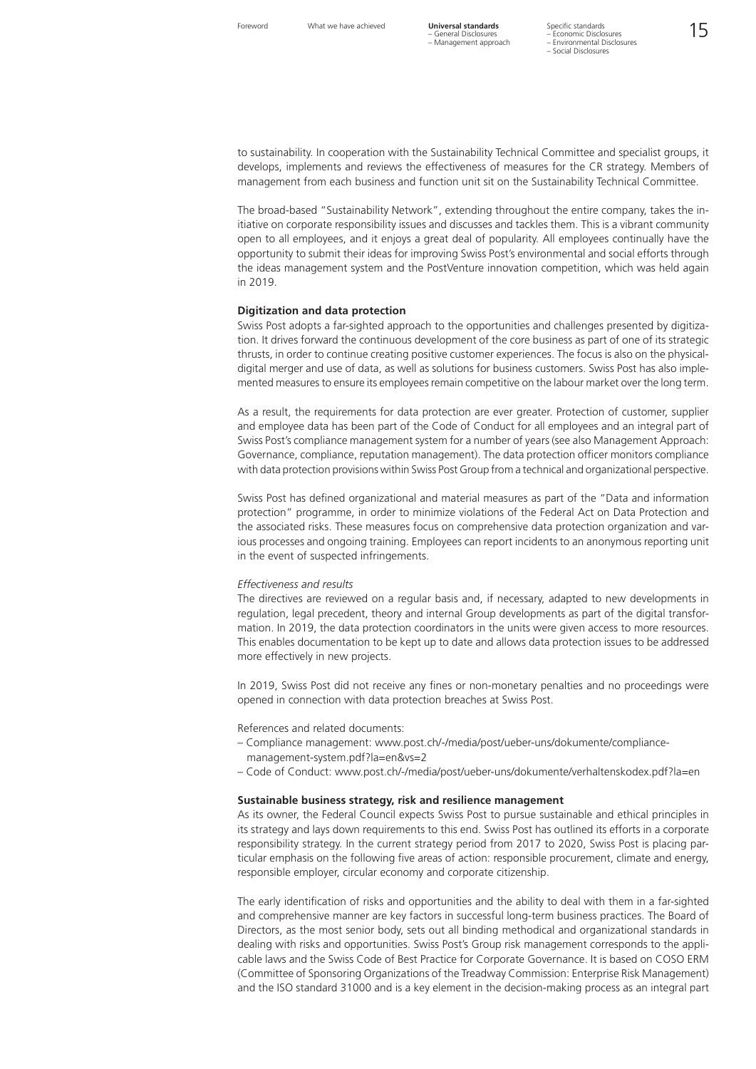to sustainability. In cooperation with the Sustainability Technical Committee and specialist groups, it develops, implements and reviews the effectiveness of measures for the CR strategy. Members of management from each business and function unit sit on the Sustainability Technical Committee.

The broad-based "Sustainability Network", extending throughout the entire company, takes the initiative on corporate responsibility issues and discusses and tackles them. This is a vibrant community open to all employees, and it enjoys a great deal of popularity. All employees continually have the opportunity to submit their ideas for improving Swiss Post's environmental and social efforts through the ideas management system and the PostVenture innovation competition, which was held again in 2019.

**Digitization and data protection**

Swiss Post adopts a far-sighted approach to the opportunities and challenges presented by digitization. It drives forward the continuous development of the core business as part of one of its strategic thrusts, in order to continue creating positive customer experiences. The focus is also on the physical-digital merger and use of data, as well as solutions for business customers. Swiss Post has also implemented measures to ensure its employees remain competitive on the labour market over the long term.

As a result, the requirements for data protection are ever greater. Protection of customer, supplier and employee data has been part of the Code of Conduct for all employees and an integral part of Swiss Post's compliance management system for a number of years (see also Management Approach: Governance, compliance, reputation management). The data protection officer monitors compliance with data protection provisions within Swiss Post Group from a technical and organizational perspective.

Swiss Post has defined organizational and material measures as part of the "Data and information protection" programme, in order to minimize violations of the Federal Act on Data Protection and the associated risks. These measures focus on comprehensive data protection organization and various processes and ongoing training. Employees can report incidents to an anonymous reporting unit in the event of suspected infringements.

*Effectiveness and results*

The directives are reviewed on a regular basis and, if necessary, adapted to new developments in regulation, legal precedent, theory and internal Group developments as part of the digital transformation. In 2019, the data protection coordinators in the units were given access to more resources. This enables documentation to be kept up to date and allows data protection issues to be addressed more effectively in new projects.

In 2019, Swiss Post did not receive any fines or non-monetary penalties and no proceedings were opened in connection with data protection breaches at Swiss Post.

References and related documents:

- Compliance management: www.post.ch/-/media/post/ueber-uns/dokumente/compliance-management-system.pdf?la=en&vs=2
- Code of Conduct: www.post.ch/-/media/post/ueber-uns/dokumente/verhaltenskodex.pdf?la=en

**Sustainable business strategy, risk and resilience management**

As its owner, the Federal Council expects Swiss Post to pursue sustainable and ethical principles in its strategy and lays down requirements to this end. Swiss Post has outlined its efforts in a corporate responsibility strategy. In the current strategy period from 2017 to 2020, Swiss Post is placing particular emphasis on the following five areas of action: responsible procurement, climate and energy, responsible employer, circular economy and corporate citizenship.

The early identification of risks and opportunities and the ability to deal with them in a far-sighted and comprehensive manner are key factors in successful long-term business practices. The Board of Directors, as the most senior body, sets out all binding methodical and organizational standards in dealing with risks and opportunities. Swiss Post's Group risk management corresponds to the applicable laws and the Swiss Code of Best Practice for Corporate Governance. It is based on COSO ERM (Committee of Sponsoring Organizations of the Treadway Commission: Enterprise Risk Management) and the ISO standard 31000 and is a key element in the decision-making process as an integral part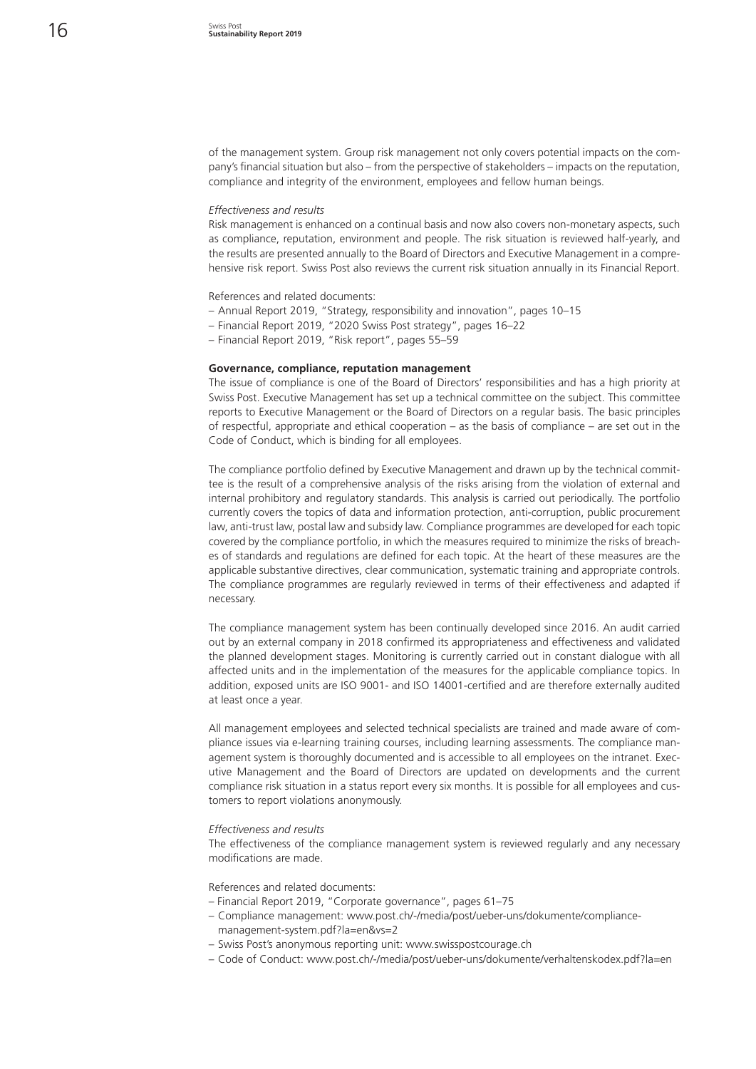of the management system. Group risk management not only covers potential impacts on the company's financial situation but also – from the perspective of stakeholders – impacts on the reputation, compliance and integrity of the environment, employees and fellow human beings.

*Effectiveness and results*

Risk management is enhanced on a continual basis and now also covers non-monetary aspects, such as compliance, reputation, environment and people. The risk situation is reviewed half-yearly, and the results are presented annually to the Board of Directors and Executive Management in a comprehensive risk report. Swiss Post also reviews the current risk situation annually in its Financial Report.

References and related documents:
- Annual Report 2019, "Strategy, responsibility and innovation", pages 10–15
- Financial Report 2019, "2020 Swiss Post strategy", pages 16–22
- Financial Report 2019, "Risk report", pages 55–59

**Governance, compliance, reputation management**

The issue of compliance is one of the Board of Directors' responsibilities and has a high priority at Swiss Post. Executive Management has set up a technical committee on the subject. This committee reports to Executive Management or the Board of Directors on a regular basis. The basic principles of respectful, appropriate and ethical cooperation – as the basis of compliance – are set out in the Code of Conduct, which is binding for all employees.

The compliance portfolio defined by Executive Management and drawn up by the technical committee is the result of a comprehensive analysis of the risks arising from the violation of external and internal prohibitory and regulatory standards. This analysis is carried out periodically. The portfolio currently covers the topics of data and information protection, anti-corruption, public procurement law, anti-trust law, postal law and subsidy law. Compliance programmes are developed for each topic covered by the compliance portfolio, in which the measures required to minimize the risks of breaches of standards and regulations are defined for each topic. At the heart of these measures are the applicable substantive directives, clear communication, systematic training and appropriate controls. The compliance programmes are regularly reviewed in terms of their effectiveness and adapted if necessary.

The compliance management system has been continually developed since 2016. An audit carried out by an external company in 2018 confirmed its appropriateness and effectiveness and validated the planned development stages. Monitoring is currently carried out in constant dialogue with all affected units and in the implementation of the measures for the applicable compliance topics. In addition, exposed units are ISO 9001- and ISO 14001-certified and are therefore externally audited at least once a year.

All management employees and selected technical specialists are trained and made aware of compliance issues via e-learning training courses, including learning assessments. The compliance management system is thoroughly documented and is accessible to all employees on the intranet. Executive Management and the Board of Directors are updated on developments and the current compliance risk situation in a status report every six months. It is possible for all employees and customers to report violations anonymously.

*Effectiveness and results*

The effectiveness of the compliance management system is reviewed regularly and any necessary modifications are made.

References and related documents:
- Financial Report 2019, "Corporate governance", pages 61–75
- Compliance management: www.post.ch/-/media/post/ueber-uns/dokumente/compliance-management-system.pdf?la=en&vs=2
- Swiss Post's anonymous reporting unit: www.swisspostcourage.ch
- Code of Conduct: www.post.ch/-/media/post/ueber-uns/dokumente/verhaltenskodex.pdf?la=en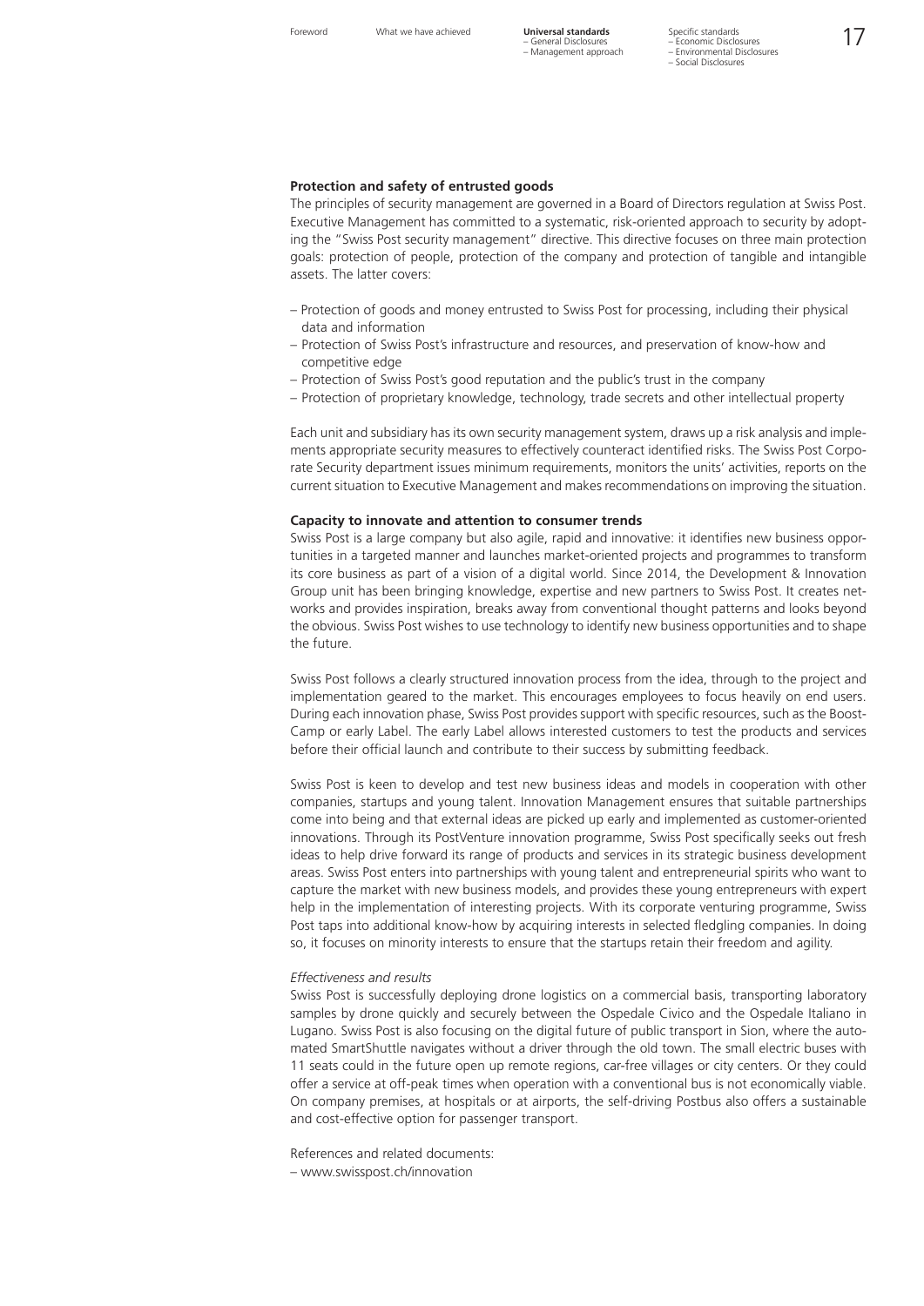**Protection and safety of entrusted goods**

The principles of security management are governed in a Board of Directors regulation at Swiss Post. Executive Management has committed to a systematic, risk-oriented approach to security by adopting the "Swiss Post security management" directive. This directive focuses on three main protection goals: protection of people, protection of the company and protection of tangible and intangible assets. The latter covers:

- Protection of goods and money entrusted to Swiss Post for processing, including their physical data and information
- Protection of Swiss Post's infrastructure and resources, and preservation of know-how and competitive edge
- Protection of Swiss Post's good reputation and the public's trust in the company
- Protection of proprietary knowledge, technology, trade secrets and other intellectual property

Each unit and subsidiary has its own security management system, draws up a risk analysis and implements appropriate security measures to effectively counteract identified risks. The Swiss Post Corporate Security department issues minimum requirements, monitors the units' activities, reports on the current situation to Executive Management and makes recommendations on improving the situation.

**Capacity to innovate and attention to consumer trends**

Swiss Post is a large company but also agile, rapid and innovative: it identifies new business opportunities in a targeted manner and launches market-oriented projects and programmes to transform its core business as part of a vision of a digital world. Since 2014, the Development & Innovation Group unit has been bringing knowledge, expertise and new partners to Swiss Post. It creates networks and provides inspiration, breaks away from conventional thought patterns and looks beyond the obvious. Swiss Post wishes to use technology to identify new business opportunities and to shape the future.

Swiss Post follows a clearly structured innovation process from the idea, through to the project and implementation geared to the market. This encourages employees to focus heavily on end users. During each innovation phase, Swiss Post provides support with specific resources, such as the Boost-Camp or early Label. The early Label allows interested customers to test the products and services before their official launch and contribute to their success by submitting feedback.

Swiss Post is keen to develop and test new business ideas and models in cooperation with other companies, startups and young talent. Innovation Management ensures that suitable partnerships come into being and that external ideas are picked up early and implemented as customer-oriented innovations. Through its PostVenture innovation programme, Swiss Post specifically seeks out fresh ideas to help drive forward its range of products and services in its strategic business development areas. Swiss Post enters into partnerships with young talent and entrepreneurial spirits who want to capture the market with new business models, and provides these young entrepreneurs with expert help in the implementation of interesting projects. With its corporate venturing programme, Swiss Post taps into additional know-how by acquiring interests in selected fledgling companies. In doing so, it focuses on minority interests to ensure that the startups retain their freedom and agility.

*Effectiveness and results*

Swiss Post is successfully deploying drone logistics on a commercial basis, transporting laboratory samples by drone quickly and securely between the Ospedale Civico and the Ospedale Italiano in Lugano. Swiss Post is also focusing on the digital future of public transport in Sion, where the automated SmartShuttle navigates without a driver through the old town. The small electric buses with 11 seats could in the future open up remote regions, car-free villages or city centers. Or they could offer a service at off-peak times when operation with a conventional bus is not economically viable. On company premises, at hospitals or at airports, the self-driving Postbus also offers a sustainable and cost-effective option for passenger transport.

References and related documents:

- www.swisspost.ch/innovation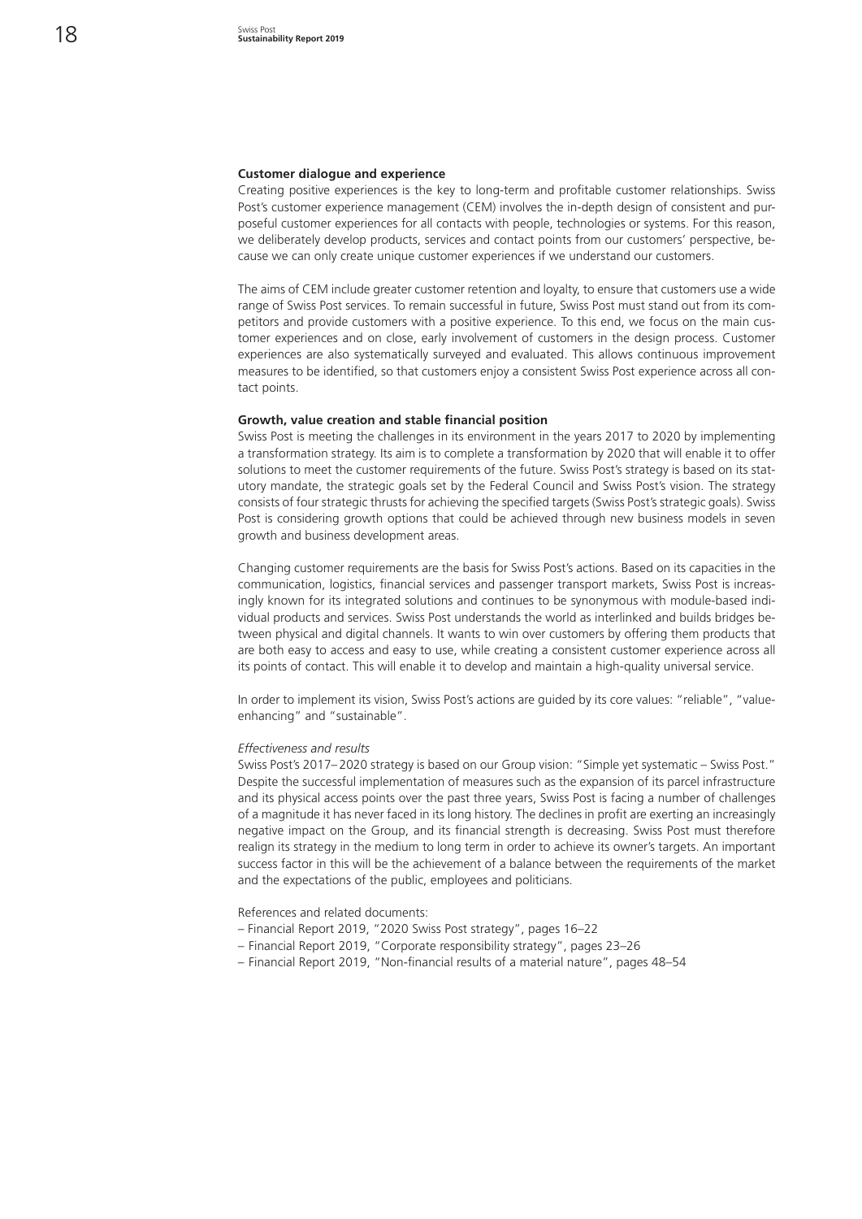**Customer dialogue and experience**

Creating positive experiences is the key to long-term and profitable customer relationships. Swiss Post's customer experience management (CEM) involves the in-depth design of consistent and purposeful customer experiences for all contacts with people, technologies or systems. For this reason, we deliberately develop products, services and contact points from our customers' perspective, because we can only create unique customer experiences if we understand our customers.

The aims of CEM include greater customer retention and loyalty, to ensure that customers use a wide range of Swiss Post services. To remain successful in future, Swiss Post must stand out from its competitors and provide customers with a positive experience. To this end, we focus on the main customer experiences and on close, early involvement of customers in the design process. Customer experiences are also systematically surveyed and evaluated. This allows continuous improvement measures to be identified, so that customers enjoy a consistent Swiss Post experience across all contact points.

**Growth, value creation and stable financial position**

Swiss Post is meeting the challenges in its environment in the years 2017 to 2020 by implementing a transformation strategy. Its aim is to complete a transformation by 2020 that will enable it to offer solutions to meet the customer requirements of the future. Swiss Post's strategy is based on its statutory mandate, the strategic goals set by the Federal Council and Swiss Post's vision. The strategy consists of four strategic thrusts for achieving the specified targets (Swiss Post's strategic goals). Swiss Post is considering growth options that could be achieved through new business models in seven growth and business development areas.

Changing customer requirements are the basis for Swiss Post's actions. Based on its capacities in the communication, logistics, financial services and passenger transport markets, Swiss Post is increasingly known for its integrated solutions and continues to be synonymous with module-based individual products and services. Swiss Post understands the world as interlinked and builds bridges between physical and digital channels. It wants to win over customers by offering them products that are both easy to access and easy to use, while creating a consistent customer experience across all its points of contact. This will enable it to develop and maintain a high-quality universal service.

In order to implement its vision, Swiss Post's actions are guided by its core values: "reliable", "value-enhancing" and "sustainable".

*Effectiveness and results*

Swiss Post's 2017–2020 strategy is based on our Group vision: "Simple yet systematic – Swiss Post." Despite the successful implementation of measures such as the expansion of its parcel infrastructure and its physical access points over the past three years, Swiss Post is facing a number of challenges of a magnitude it has never faced in its long history. The declines in profit are exerting an increasingly negative impact on the Group, and its financial strength is decreasing. Swiss Post must therefore realign its strategy in the medium to long term in order to achieve its owner's targets. An important success factor in this will be the achievement of a balance between the requirements of the market and the expectations of the public, employees and politicians.

References and related documents:
- Financial Report 2019, "2020 Swiss Post strategy", pages 16–22
- Financial Report 2019, "Corporate responsibility strategy", pages 23–26
- Financial Report 2019, "Non-financial results of a material nature", pages 48–54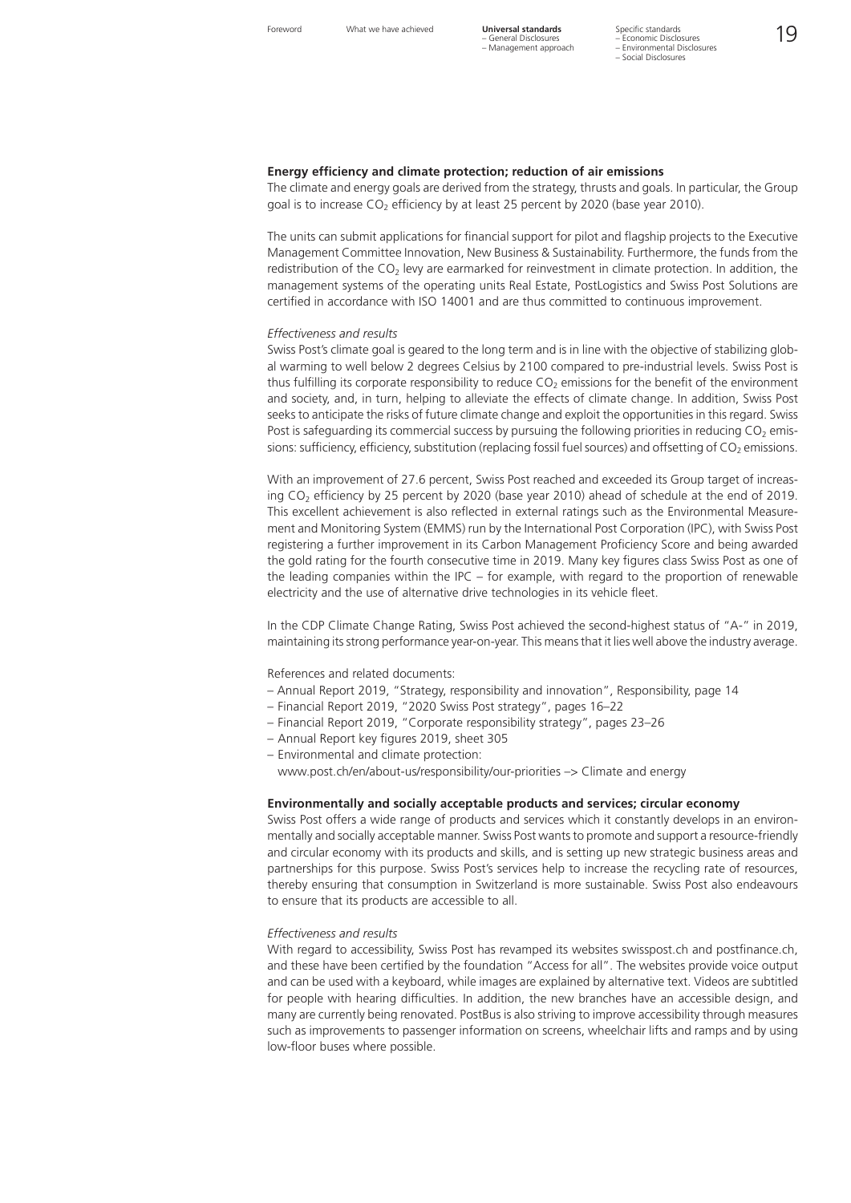**Energy efficiency and climate protection; reduction of air emissions**

The climate and energy goals are derived from the strategy, thrusts and goals. In particular, the Group goal is to increase $CO_2$ efficiency by at least 25 percent by 2020 (base year 2010).

The units can submit applications for financial support for pilot and flagship projects to the Executive Management Committee Innovation, New Business & Sustainability. Furthermore, the funds from the redistribution of the $CO_2$ levy are earmarked for reinvestment in climate protection. In addition, the management systems of the operating units Real Estate, PostLogistics and Swiss Post Solutions are certified in accordance with ISO 14001 and are thus committed to continuous improvement.

*Effectiveness and results*

Swiss Post's climate goal is geared to the long term and is in line with the objective of stabilizing global warming to well below 2 degrees Celsius by 2100 compared to pre-industrial levels. Swiss Post is thus fulfilling its corporate responsibility to reduce $CO_2$ emissions for the benefit of the environment and society, and, in turn, helping to alleviate the effects of climate change. In addition, Swiss Post seeks to anticipate the risks of future climate change and exploit the opportunities in this regard. Swiss Post is safeguarding its commercial success by pursuing the following priorities in reducing $CO_2$ emissions: sufficiency, efficiency, substitution (replacing fossil fuel sources) and offsetting of $CO_2$ emissions.

With an improvement of 27.6 percent, Swiss Post reached and exceeded its Group target of increasing $CO_2$ efficiency by 25 percent by 2020 (base year 2010) ahead of schedule at the end of 2019. This excellent achievement is also reflected in external ratings such as the Environmental Measurement and Monitoring System (EMMS) run by the International Post Corporation (IPC), with Swiss Post registering a further improvement in its Carbon Management Proficiency Score and being awarded the gold rating for the fourth consecutive time in 2019. Many key figures class Swiss Post as one of the leading companies within the IPC – for example, with regard to the proportion of renewable electricity and the use of alternative drive technologies in its vehicle fleet.

In the CDP Climate Change Rating, Swiss Post achieved the second-highest status of "A-" in 2019, maintaining its strong performance year-on-year. This means that it lies well above the industry average.

References and related documents:

- Annual Report 2019, "Strategy, responsibility and innovation", Responsibility, page 14
- Financial Report 2019, "2020 Swiss Post strategy", pages 16–22
- Financial Report 2019, "Corporate responsibility strategy", pages 23–26
- Annual Report key figures 2019, sheet 305
- Environmental and climate protection: www.post.ch/en/about-us/responsibility/our-priorities –> Climate and energy

**Environmentally and socially acceptable products and services; circular economy**

Swiss Post offers a wide range of products and services which it constantly develops in an environmentally and socially acceptable manner. Swiss Post wants to promote and support a resource-friendly and circular economy with its products and skills, and is setting up new strategic business areas and partnerships for this purpose. Swiss Post's services help to increase the recycling rate of resources, thereby ensuring that consumption in Switzerland is more sustainable. Swiss Post also endeavours to ensure that its products are accessible to all.

*Effectiveness and results*

With regard to accessibility, Swiss Post has revamped its websites swisspost.ch and postfinance.ch, and these have been certified by the foundation "Access for all". The websites provide voice output and can be used with a keyboard, while images are explained by alternative text. Videos are subtitled for people with hearing difficulties. In addition, the new branches have an accessible design, and many are currently being renovated. PostBus is also striving to improve accessibility through measures such as improvements to passenger information on screens, wheelchair lifts and ramps and by using low-floor buses where possible.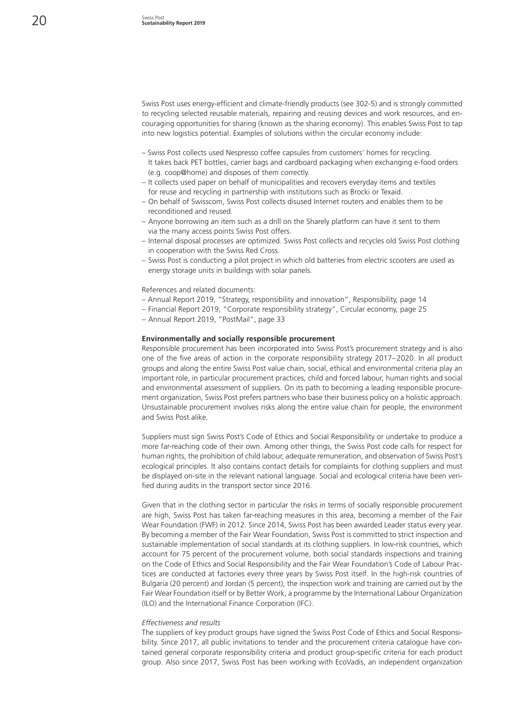Swiss Post uses energy-efficient and climate-friendly products (see 302-5) and is strongly committed to recycling selected reusable materials, repairing and reusing devices and work resources, and encouraging opportunities for sharing (known as the sharing economy). This enables Swiss Post to tap into new logistics potential. Examples of solutions within the circular economy include:

- Swiss Post collects used Nespresso coffee capsules from customers' homes for recycling. It takes back PET bottles, carrier bags and cardboard packaging when exchanging e-food orders (e.g. coop@home) and disposes of them correctly.
- It collects used paper on behalf of municipalities and recovers everyday items and textiles for reuse and recycling in partnership with institutions such as Brocki or Texaid.
- On behalf of Swisscom, Swiss Post collects disused Internet routers and enables them to be reconditioned and reused.
- Anyone borrowing an item such as a drill on the Sharely platform can have it sent to them via the many access points Swiss Post offers.
- Internal disposal processes are optimized. Swiss Post collects and recycles old Swiss Post clothing in cooperation with the Swiss Red Cross.
- Swiss Post is conducting a pilot project in which old batteries from electric scooters are used as energy storage units in buildings with solar panels.

References and related documents:
- Annual Report 2019, "Strategy, responsibility and innovation", Responsibility, page 14
- Financial Report 2019, "Corporate responsibility strategy", Circular economy, page 25
- Annual Report 2019, "PostMail", page 33

**Environmentally and socially responsible procurement**

Responsible procurement has been incorporated into Swiss Post's procurement strategy and is also one of the five areas of action in the corporate responsibility strategy 2017–2020. In all product groups and along the entire Swiss Post value chain, social, ethical and environmental criteria play an important role, in particular procurement practices, child and forced labour, human rights and social and environmental assessment of suppliers. On its path to becoming a leading responsible procurement organization, Swiss Post prefers partners who base their business policy on a holistic approach. Unsustainable procurement involves risks along the entire value chain for people, the environment and Swiss Post alike.

Suppliers must sign Swiss Post's Code of Ethics and Social Responsibility or undertake to produce a more far-reaching code of their own. Among other things, the Swiss Post code calls for respect for human rights, the prohibition of child labour, adequate remuneration, and observation of Swiss Post's ecological principles. It also contains contact details for complaints for clothing suppliers and must be displayed on-site in the relevant national language. Social and ecological criteria have been verified during audits in the transport sector since 2016.

Given that in the clothing sector in particular the risks in terms of socially responsible procurement are high, Swiss Post has taken far-reaching measures in this area, becoming a member of the Fair Wear Foundation (FWF) in 2012. Since 2014, Swiss Post has been awarded Leader status every year. By becoming a member of the Fair Wear Foundation, Swiss Post is committed to strict inspection and sustainable implementation of social standards at its clothing suppliers. In low-risk countries, which account for 75 percent of the procurement volume, both social standards inspections and training on the Code of Ethics and Social Responsibility and the Fair Wear Foundation's Code of Labour Practices are conducted at factories every three years by Swiss Post itself. In the high-risk countries of Bulgaria (20 percent) and Jordan (5 percent), the inspection work and training are carried out by the Fair Wear Foundation itself or by Better Work, a programme by the International Labour Organization (ILO) and the International Finance Corporation (IFC).

*Effectiveness and results*

The suppliers of key product groups have signed the Swiss Post Code of Ethics and Social Responsibility. Since 2017, all public invitations to tender and the procurement criteria catalogue have contained general corporate responsibility criteria and product group-specific criteria for each product group. Also since 2017, Swiss Post has been working with EcoVadis, an independent organization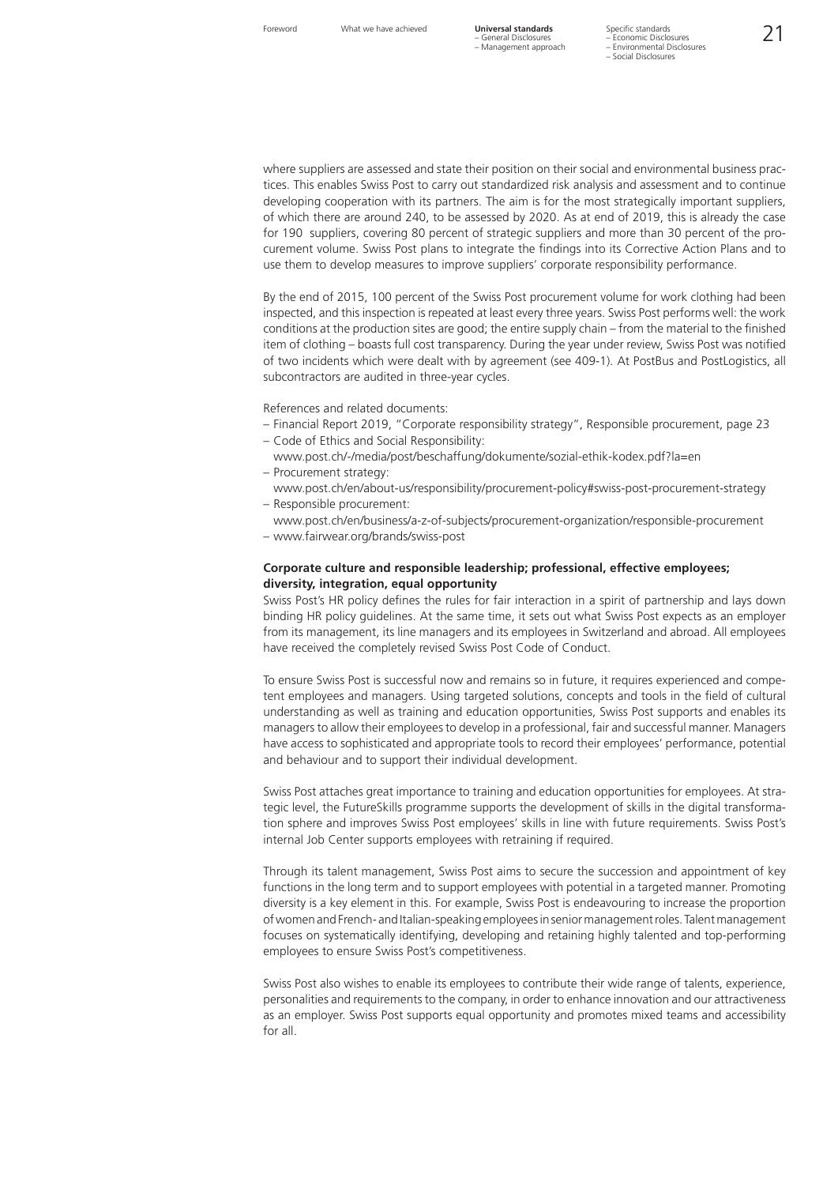where suppliers are assessed and state their position on their social and environmental business practices. This enables Swiss Post to carry out standardized risk analysis and assessment and to continue developing cooperation with its partners. The aim is for the most strategically important suppliers, of which there are around 240, to be assessed by 2020. As at end of 2019, this is already the case for 190 suppliers, covering 80 percent of strategic suppliers and more than 30 percent of the procurement volume. Swiss Post plans to integrate the findings into its Corrective Action Plans and to use them to develop measures to improve suppliers' corporate responsibility performance.

By the end of 2015, 100 percent of the Swiss Post procurement volume for work clothing had been inspected, and this inspection is repeated at least every three years. Swiss Post performs well: the work conditions at the production sites are good; the entire supply chain – from the material to the finished item of clothing – boasts full cost transparency. During the year under review, Swiss Post was notified of two incidents which were dealt with by agreement (see 409-1). At PostBus and PostLogistics, all subcontractors are audited in three-year cycles.

References and related documents:

- Financial Report 2019, "Corporate responsibility strategy", Responsible procurement, page 23
- Code of Ethics and Social Responsibility: www.post.ch/-/media/post/beschaffung/dokumente/sozial-ethik-kodex.pdf?la=en
- Procurement strategy: www.post.ch/en/about-us/responsibility/procurement-policy#swiss-post-procurement-strategy
- Responsible procurement: www.post.ch/en/business/a-z-of-subjects/procurement-organization/responsible-procurement
- www.fairwear.org/brands/swiss-post

**Corporate culture and responsible leadership; professional, effective employees; diversity, integration, equal opportunity**

Swiss Post's HR policy defines the rules for fair interaction in a spirit of partnership and lays down binding HR policy guidelines. At the same time, it sets out what Swiss Post expects as an employer from its management, its line managers and its employees in Switzerland and abroad. All employees have received the completely revised Swiss Post Code of Conduct.

To ensure Swiss Post is successful now and remains so in future, it requires experienced and competent employees and managers. Using targeted solutions, concepts and tools in the field of cultural understanding as well as training and education opportunities, Swiss Post supports and enables its managers to allow their employees to develop in a professional, fair and successful manner. Managers have access to sophisticated and appropriate tools to record their employees' performance, potential and behaviour and to support their individual development.

Swiss Post attaches great importance to training and education opportunities for employees. At strategic level, the FutureSkills programme supports the development of skills in the digital transformation sphere and improves Swiss Post employees' skills in line with future requirements. Swiss Post's internal Job Center supports employees with retraining if required.

Through its talent management, Swiss Post aims to secure the succession and appointment of key functions in the long term and to support employees with potential in a targeted manner. Promoting diversity is a key element in this. For example, Swiss Post is endeavouring to increase the proportion of women and French- and Italian-speaking employees in senior management roles. Talent management focuses on systematically identifying, developing and retaining highly talented and top-performing employees to ensure Swiss Post's competitiveness.

Swiss Post also wishes to enable its employees to contribute their wide range of talents, experience, personalities and requirements to the company, in order to enhance innovation and our attractiveness as an employer. Swiss Post supports equal opportunity and promotes mixed teams and accessibility for all.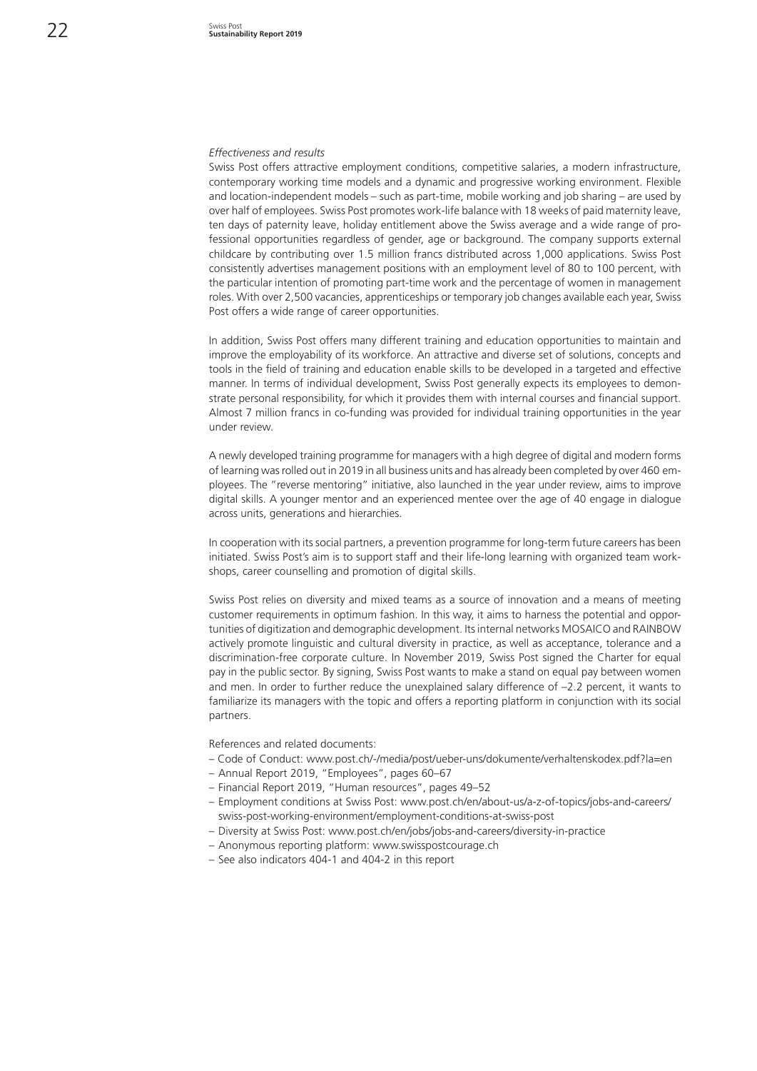*Effectiveness and results*

Swiss Post offers attractive employment conditions, competitive salaries, a modern infrastructure, contemporary working time models and a dynamic and progressive working environment. Flexible and location-independent models – such as part-time, mobile working and job sharing – are used by over half of employees. Swiss Post promotes work-life balance with 18 weeks of paid maternity leave, ten days of paternity leave, holiday entitlement above the Swiss average and a wide range of professional opportunities regardless of gender, age or background. The company supports external childcare by contributing over 1.5 million francs distributed across 1,000 applications. Swiss Post consistently advertises management positions with an employment level of 80 to 100 percent, with the particular intention of promoting part-time work and the percentage of women in management roles. With over 2,500 vacancies, apprenticeships or temporary job changes available each year, Swiss Post offers a wide range of career opportunities.

In addition, Swiss Post offers many different training and education opportunities to maintain and improve the employability of its workforce. An attractive and diverse set of solutions, concepts and tools in the field of training and education enable skills to be developed in a targeted and effective manner. In terms of individual development, Swiss Post generally expects its employees to demonstrate personal responsibility, for which it provides them with internal courses and financial support. Almost 7 million francs in co-funding was provided for individual training opportunities in the year under review.

A newly developed training programme for managers with a high degree of digital and modern forms of learning was rolled out in 2019 in all business units and has already been completed by over 460 employees. The "reverse mentoring" initiative, also launched in the year under review, aims to improve digital skills. A younger mentor and an experienced mentee over the age of 40 engage in dialogue across units, generations and hierarchies.

In cooperation with its social partners, a prevention programme for long-term future careers has been initiated. Swiss Post's aim is to support staff and their life-long learning with organized team workshops, career counselling and promotion of digital skills.

Swiss Post relies on diversity and mixed teams as a source of innovation and a means of meeting customer requirements in optimum fashion. In this way, it aims to harness the potential and opportunities of digitization and demographic development. Its internal networks MOSAICO and RAINBOW actively promote linguistic and cultural diversity in practice, as well as acceptance, tolerance and a discrimination-free corporate culture. In November 2019, Swiss Post signed the Charter for equal pay in the public sector. By signing, Swiss Post wants to make a stand on equal pay between women and men. In order to further reduce the unexplained salary difference of –2.2 percent, it wants to familiarize its managers with the topic and offers a reporting platform in conjunction with its social partners.

References and related documents:

- Code of Conduct: www.post.ch/-/media/post/ueber-uns/dokumente/verhaltenskodex.pdf?la=en
- Annual Report 2019, "Employees", pages 60–67
- Financial Report 2019, "Human resources", pages 49–52
- Employment conditions at Swiss Post: www.post.ch/en/about-us/a-z-of-topics/jobs-and-careers/swiss-post-working-environment/employment-conditions-at-swiss-post
- Diversity at Swiss Post: www.post.ch/en/jobs/jobs-and-careers/diversity-in-practice
- Anonymous reporting platform: www.swisspostcourage.ch
- See also indicators 404-1 and 404-2 in this report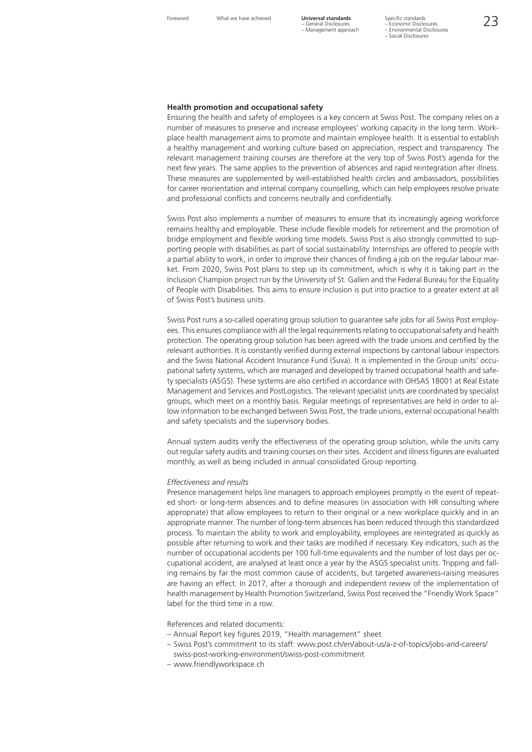### Health promotion and occupational safety

Ensuring the health and safety of employees is a key concern at Swiss Post. The company relies on a number of measures to preserve and increase employees' working capacity in the long term. Workplace health management aims to promote and maintain employee health. It is essential to establish a healthy management and working culture based on appreciation, respect and transparency. The relevant management training courses are therefore at the very top of Swiss Post's agenda for the next few years. The same applies to the prevention of absences and rapid reintegration after illness. These measures are supplemented by well-established health circles and ambassadors, possibilities for career reorientation and internal company counselling, which can help employees resolve private and professional conflicts and concerns neutrally and confidentially.

Swiss Post also implements a number of measures to ensure that its increasingly ageing workforce remains healthy and employable. These include flexible models for retirement and the promotion of bridge employment and flexible working time models. Swiss Post is also strongly committed to supporting people with disabilities as part of social sustainability. Internships are offered to people with a partial ability to work, in order to improve their chances of finding a job on the regular labour market. From 2020, Swiss Post plans to step up its commitment, which is why it is taking part in the Inclusion Champion project run by the University of St. Gallen and the Federal Bureau for the Equality of People with Disabilities. This aims to ensure inclusion is put into practice to a greater extent at all of Swiss Post's business units.

Swiss Post runs a so-called operating group solution to guarantee safe jobs for all Swiss Post employees. This ensures compliance with all the legal requirements relating to occupational safety and health protection. The operating group solution has been agreed with the trade unions and certified by the relevant authorities. It is constantly verified during external inspections by cantonal labour inspectors and the Swiss National Accident Insurance Fund (Suva). It is implemented in the Group units' occupational safety systems, which are managed and developed by trained occupational health and safety specialists (ASGS). These systems are also certified in accordance with OHSAS 18001 at Real Estate Management and Services and PostLogistics. The relevant specialist units are coordinated by specialist groups, which meet on a monthly basis. Regular meetings of representatives are held in order to allow information to be exchanged between Swiss Post, the trade unions, external occupational health and safety specialists and the supervisory bodies.

Annual system audits verify the effectiveness of the operating group solution, while the units carry out regular safety audits and training courses on their sites. Accident and illness figures are evaluated monthly, as well as being included in annual consolidated Group reporting.

*Effectiveness and results*

Presence management helps line managers to approach employees promptly in the event of repeated short- or long-term absences and to define measures (in association with HR consulting where appropriate) that allow employees to return to their original or a new workplace quickly and in an appropriate manner. The number of long-term absences has been reduced through this standardized process. To maintain the ability to work and employability, employees are reintegrated as quickly as possible after returning to work and their tasks are modified if necessary. Key indicators, such as the number of occupational accidents per 100 full-time equivalents and the number of lost days per occupational accident, are analysed at least once a year by the ASGS specialist units. Tripping and falling remains by far the most common cause of accidents, but targeted awareness-raising measures are having an effect. In 2017, after a thorough and independent review of the implementation of health management by Health Promotion Switzerland, Swiss Post received the "Friendly Work Space" label for the third time in a row.

References and related documents:

- Annual Report key figures 2019, "Health management" sheet
- Swiss Post's commitment to its staff: www.post.ch/en/about-us/a-z-of-topics/jobs-and-careers/swiss-post-working-environment/swiss-post-commitment
- www.friendlyworkspace.ch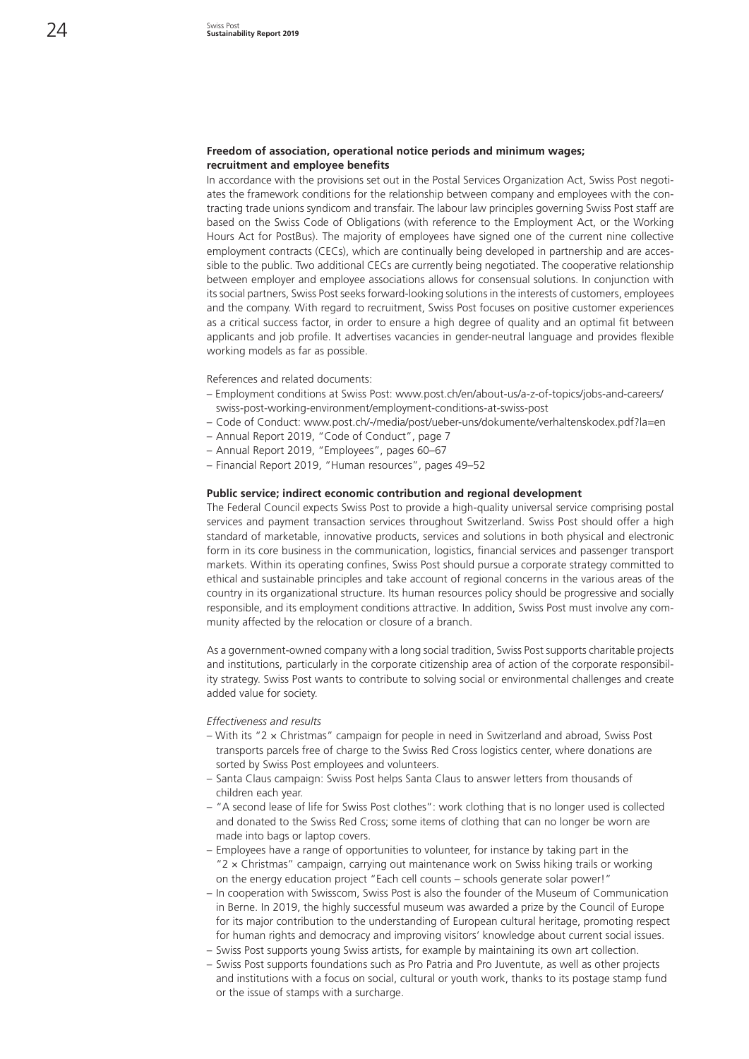### Freedom of association, operational notice periods and minimum wages; recruitment and employee benefits

In accordance with the provisions set out in the Postal Services Organization Act, Swiss Post negotiates the framework conditions for the relationship between company and employees with the contracting trade unions syndicom and transfair. The labour law principles governing Swiss Post staff are based on the Swiss Code of Obligations (with reference to the Employment Act, or the Working Hours Act for PostBus). The majority of employees have signed one of the current nine collective employment contracts (CECs), which are continually being developed in partnership and are accessible to the public. Two additional CECs are currently being negotiated. The cooperative relationship between employer and employee associations allows for consensual solutions. In conjunction with its social partners, Swiss Post seeks forward-looking solutions in the interests of customers, employees and the company. With regard to recruitment, Swiss Post focuses on positive customer experiences as a critical success factor, in order to ensure a high degree of quality and an optimal fit between applicants and job profile. It advertises vacancies in gender-neutral language and provides flexible working models as far as possible.

References and related documents:

- Employment conditions at Swiss Post: www.post.ch/en/about-us/a-z-of-topics/jobs-and-careers/swiss-post-working-environment/employment-conditions-at-swiss-post
- Code of Conduct: www.post.ch/-/media/post/ueber-uns/dokumente/verhaltenskodex.pdf?la=en
- Annual Report 2019, "Code of Conduct", page 7
- Annual Report 2019, "Employees", pages 60–67
- Financial Report 2019, "Human resources", pages 49–52

### Public service; indirect economic contribution and regional development

The Federal Council expects Swiss Post to provide a high-quality universal service comprising postal services and payment transaction services throughout Switzerland. Swiss Post should offer a high standard of marketable, innovative products, services and solutions in both physical and electronic form in its core business in the communication, logistics, financial services and passenger transport markets. Within its operating confines, Swiss Post should pursue a corporate strategy committed to ethical and sustainable principles and take account of regional concerns in the various areas of the country in its organizational structure. Its human resources policy should be progressive and socially responsible, and its employment conditions attractive. In addition, Swiss Post must involve any community affected by the relocation or closure of a branch.

As a government-owned company with a long social tradition, Swiss Post supports charitable projects and institutions, particularly in the corporate citizenship area of action of the corporate responsibility strategy. Swiss Post wants to contribute to solving social or environmental challenges and create added value for society.

*Effectiveness and results*

- With its "2 × Christmas" campaign for people in need in Switzerland and abroad, Swiss Post transports parcels free of charge to the Swiss Red Cross logistics center, where donations are sorted by Swiss Post employees and volunteers.
- Santa Claus campaign: Swiss Post helps Santa Claus to answer letters from thousands of children each year.
- "A second lease of life for Swiss Post clothes": work clothing that is no longer used is collected and donated to the Swiss Red Cross; some items of clothing that can no longer be worn are made into bags or laptop covers.
- Employees have a range of opportunities to volunteer, for instance by taking part in the "2 × Christmas" campaign, carrying out maintenance work on Swiss hiking trails or working on the energy education project "Each cell counts – schools generate solar power!"
- In cooperation with Swisscom, Swiss Post is also the founder of the Museum of Communication in Berne. In 2019, the highly successful museum was awarded a prize by the Council of Europe for its major contribution to the understanding of European cultural heritage, promoting respect for human rights and democracy and improving visitors' knowledge about current social issues.
- Swiss Post supports young Swiss artists, for example by maintaining its own art collection.
- Swiss Post supports foundations such as Pro Patria and Pro Juventute, as well as other projects and institutions with a focus on social, cultural or youth work, thanks to its postage stamp fund or the issue of stamps with a surcharge.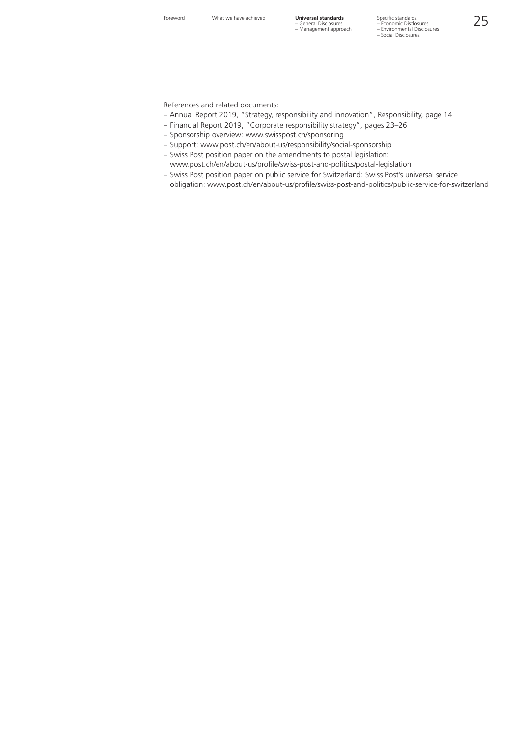References and related documents:

- Annual Report 2019, "Strategy, responsibility and innovation", Responsibility, page 14
- Financial Report 2019, "Corporate responsibility strategy", pages 23–26
- Sponsorship overview: www.swisspost.ch/sponsoring
- Support: www.post.ch/en/about-us/responsibility/social-sponsorship
- Swiss Post position paper on the amendments to postal legislation: www.post.ch/en/about-us/profile/swiss-post-and-politics/postal-legislation
- Swiss Post position paper on public service for Switzerland: Swiss Post's universal service obligation: www.post.ch/en/about-us/profile/swiss-post-and-politics/public-service-for-switzerland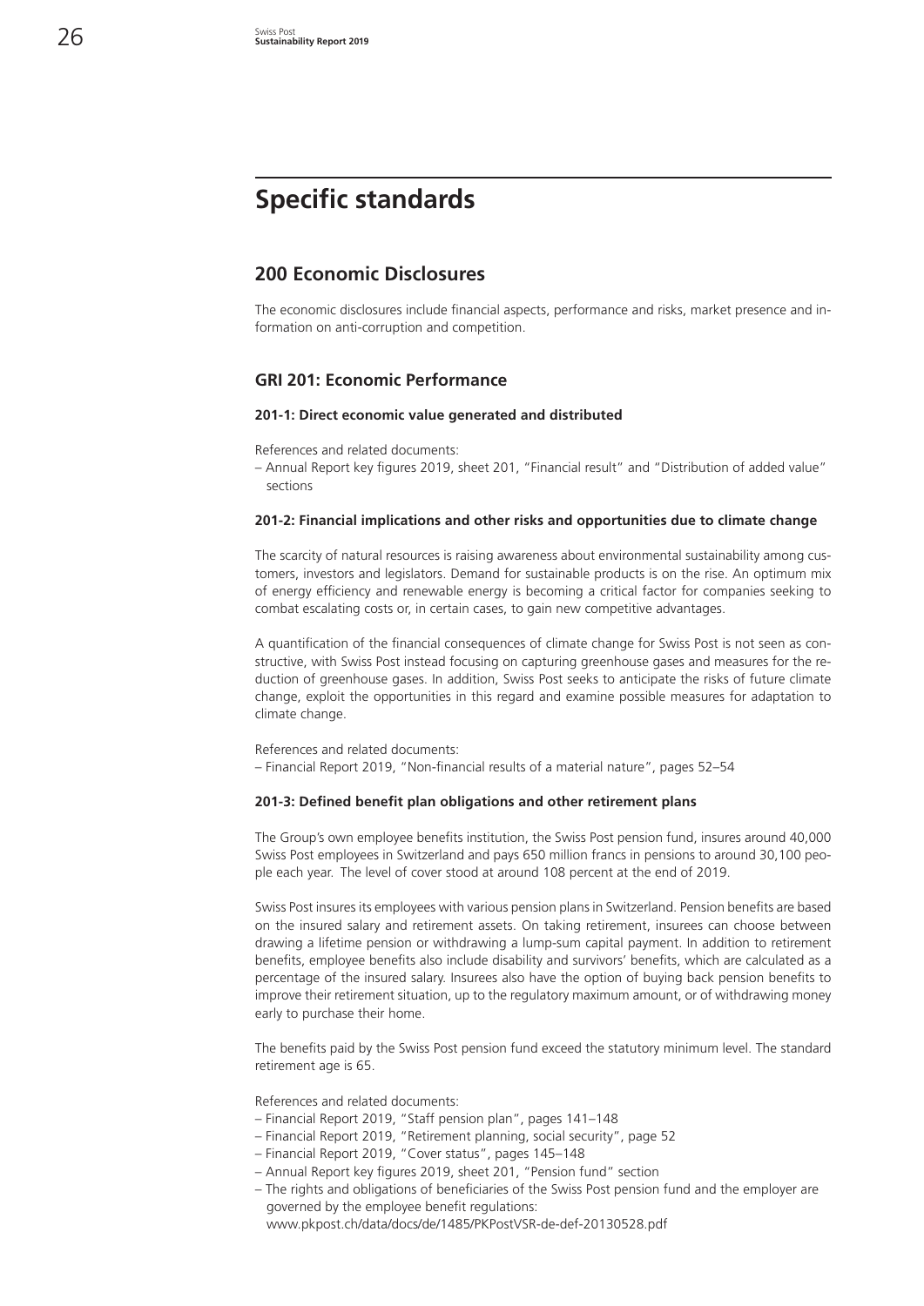# Specific standards

## 200 Economic Disclosures

The economic disclosures include financial aspects, performance and risks, market presence and information on anti-corruption and competition.

### GRI 201: Economic Performance

#### 201-1: Direct economic value generated and distributed

References and related documents:

– Annual Report key figures 2019, sheet 201, "Financial result" and "Distribution of added value" sections

#### 201-2: Financial implications and other risks and opportunities due to climate change

The scarcity of natural resources is raising awareness about environmental sustainability among customers, investors and legislators. Demand for sustainable products is on the rise. An optimum mix of energy efficiency and renewable energy is becoming a critical factor for companies seeking to combat escalating costs or, in certain cases, to gain new competitive advantages.

A quantification of the financial consequences of climate change for Swiss Post is not seen as constructive, with Swiss Post instead focusing on capturing greenhouse gases and measures for the reduction of greenhouse gases. In addition, Swiss Post seeks to anticipate the risks of future climate change, exploit the opportunities in this regard and examine possible measures for adaptation to climate change.

References and related documents:

– Financial Report 2019, "Non-financial results of a material nature", pages 52–54

#### 201-3: Defined benefit plan obligations and other retirement plans

The Group's own employee benefits institution, the Swiss Post pension fund, insures around 40,000 Swiss Post employees in Switzerland and pays 650 million francs in pensions to around 30,100 people each year. The level of cover stood at around 108 percent at the end of 2019.

Swiss Post insures its employees with various pension plans in Switzerland. Pension benefits are based on the insured salary and retirement assets. On taking retirement, insurees can choose between drawing a lifetime pension or withdrawing a lump-sum capital payment. In addition to retirement benefits, employee benefits also include disability and survivors' benefits, which are calculated as a percentage of the insured salary. Insurees also have the option of buying back pension benefits to improve their retirement situation, up to the regulatory maximum amount, or of withdrawing money early to purchase their home.

The benefits paid by the Swiss Post pension fund exceed the statutory minimum level. The standard retirement age is 65.

References and related documents:

– Financial Report 2019, "Staff pension plan", pages 141–148
– Financial Report 2019, "Retirement planning, social security", page 52
– Financial Report 2019, "Cover status", pages 145–148
– Annual Report key figures 2019, sheet 201, "Pension fund" section
– The rights and obligations of beneficiaries of the Swiss Post pension fund and the employer are governed by the employee benefit regulations:
  www.pkpost.ch/data/docs/de/1485/PKPostVSR-de-def-20130528.pdf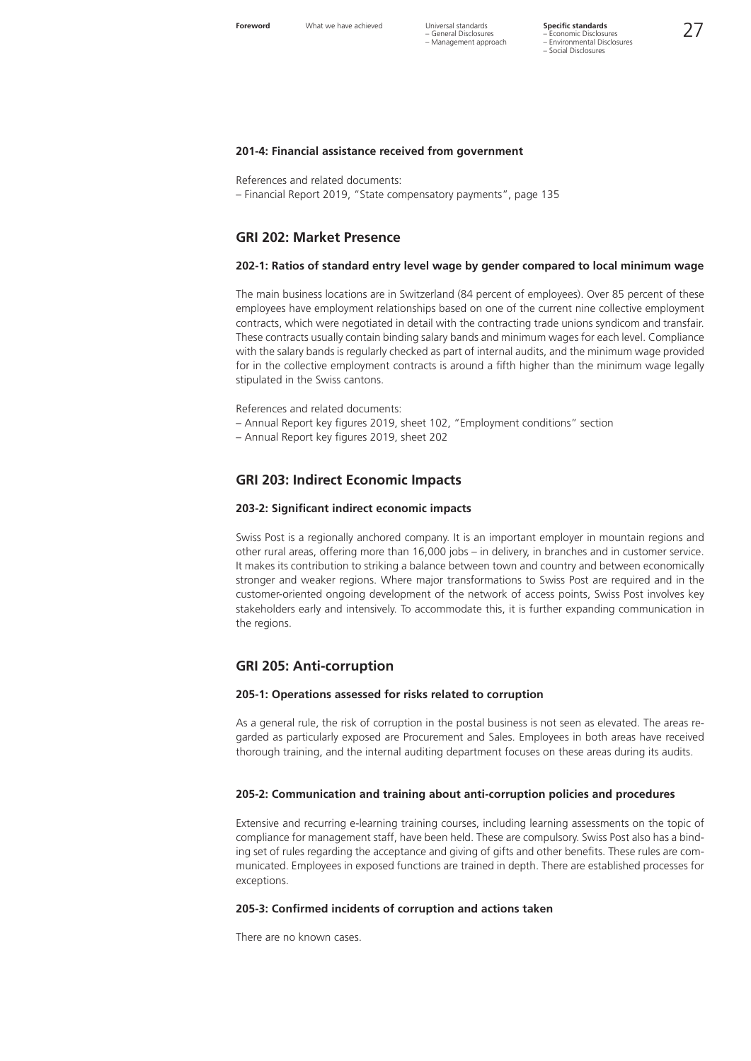#### 201-4: Financial assistance received from government

References and related documents:
– Financial Report 2019, "State compensatory payments", page 135

## GRI 202: Market Presence

#### 202-1: Ratios of standard entry level wage by gender compared to local minimum wage

The main business locations are in Switzerland (84 percent of employees). Over 85 percent of these employees have employment relationships based on one of the current nine collective employment contracts, which were negotiated in detail with the contracting trade unions syndicom and transfair. These contracts usually contain binding salary bands and minimum wages for each level. Compliance with the salary bands is regularly checked as part of internal audits, and the minimum wage provided for in the collective employment contracts is around a fifth higher than the minimum wage legally stipulated in the Swiss cantons.

References and related documents:
– Annual Report key figures 2019, sheet 102, "Employment conditions" section
– Annual Report key figures 2019, sheet 202

## GRI 203: Indirect Economic Impacts

#### 203-2: Significant indirect economic impacts

Swiss Post is a regionally anchored company. It is an important employer in mountain regions and other rural areas, offering more than 16,000 jobs – in delivery, in branches and in customer service. It makes its contribution to striking a balance between town and country and between economically stronger and weaker regions. Where major transformations to Swiss Post are required and in the customer-oriented ongoing development of the network of access points, Swiss Post involves key stakeholders early and intensively. To accommodate this, it is further expanding communication in the regions.

## GRI 205: Anti-corruption

#### 205-1: Operations assessed for risks related to corruption

As a general rule, the risk of corruption in the postal business is not seen as elevated. The areas regarded as particularly exposed are Procurement and Sales. Employees in both areas have received thorough training, and the internal auditing department focuses on these areas during its audits.

#### 205-2: Communication and training about anti-corruption policies and procedures

Extensive and recurring e-learning training courses, including learning assessments on the topic of compliance for management staff, have been held. These are compulsory. Swiss Post also has a binding set of rules regarding the acceptance and giving of gifts and other benefits. These rules are communicated. Employees in exposed functions are trained in depth. There are established processes for exceptions.

#### 205-3: Confirmed incidents of corruption and actions taken

There are no known cases.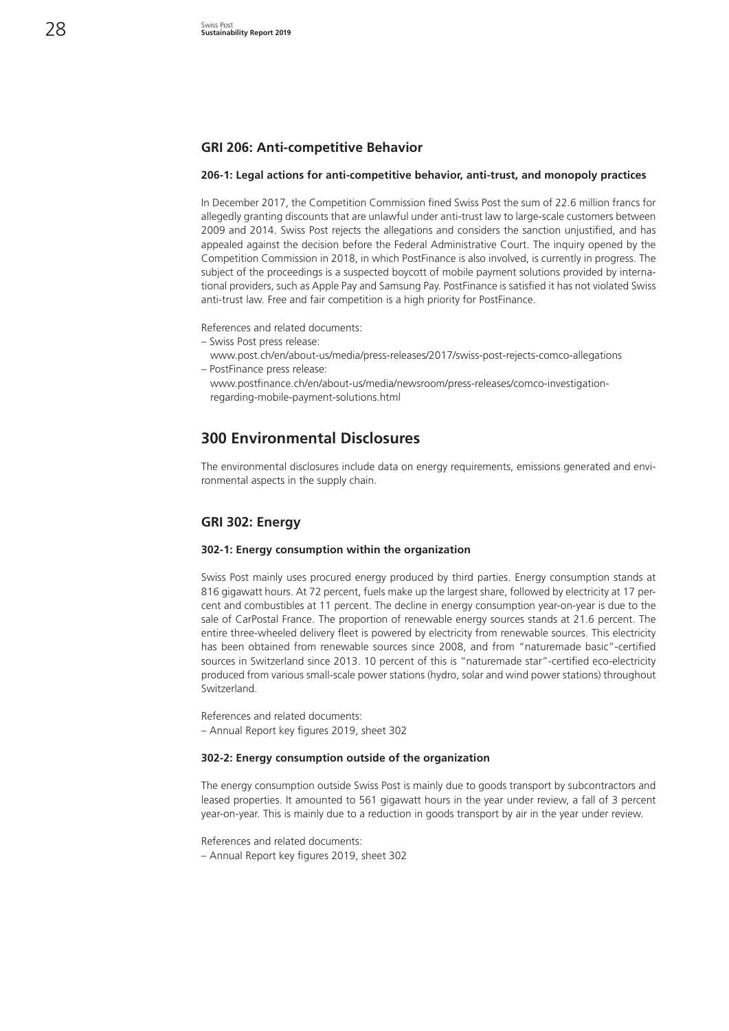## GRI 206: Anti-competitive Behavior

### 206-1: Legal actions for anti-competitive behavior, anti-trust, and monopoly practices

In December 2017, the Competition Commission fined Swiss Post the sum of 22.6 million francs for allegedly granting discounts that are unlawful under anti-trust law to large-scale customers between 2009 and 2014. Swiss Post rejects the allegations and considers the sanction unjustified, and has appealed against the decision before the Federal Administrative Court. The inquiry opened by the Competition Commission in 2018, in which PostFinance is also involved, is currently in progress. The subject of the proceedings is a suspected boycott of mobile payment solutions provided by international providers, such as Apple Pay and Samsung Pay. PostFinance is satisfied it has not violated Swiss anti-trust law. Free and fair competition is a high priority for PostFinance.

References and related documents:

- Swiss Post press release:
  www.post.ch/en/about-us/media/press-releases/2017/swiss-post-rejects-comco-allegations
- PostFinance press release:
  www.postfinance.ch/en/about-us/media/newsroom/press-releases/comco-investigation-regarding-mobile-payment-solutions.html

# 300 Environmental Disclosures

The environmental disclosures include data on energy requirements, emissions generated and environmental aspects in the supply chain.

## GRI 302: Energy

### 302-1: Energy consumption within the organization

Swiss Post mainly uses procured energy produced by third parties. Energy consumption stands at 816 gigawatt hours. At 72 percent, fuels make up the largest share, followed by electricity at 17 percent and combustibles at 11 percent. The decline in energy consumption year-on-year is due to the sale of CarPostal France. The proportion of renewable energy sources stands at 21.6 percent. The entire three-wheeled delivery fleet is powered by electricity from renewable sources. This electricity has been obtained from renewable sources since 2008, and from "naturemade basic"-certified sources in Switzerland since 2013. 10 percent of this is "naturemade star"-certified eco-electricity produced from various small-scale power stations (hydro, solar and wind power stations) throughout Switzerland.

References and related documents:

- Annual Report key figures 2019, sheet 302

### 302-2: Energy consumption outside of the organization

The energy consumption outside Swiss Post is mainly due to goods transport by subcontractors and leased properties. It amounted to 561 gigawatt hours in the year under review, a fall of 3 percent year-on-year. This is mainly due to a reduction in goods transport by air in the year under review.

References and related documents:

- Annual Report key figures 2019, sheet 302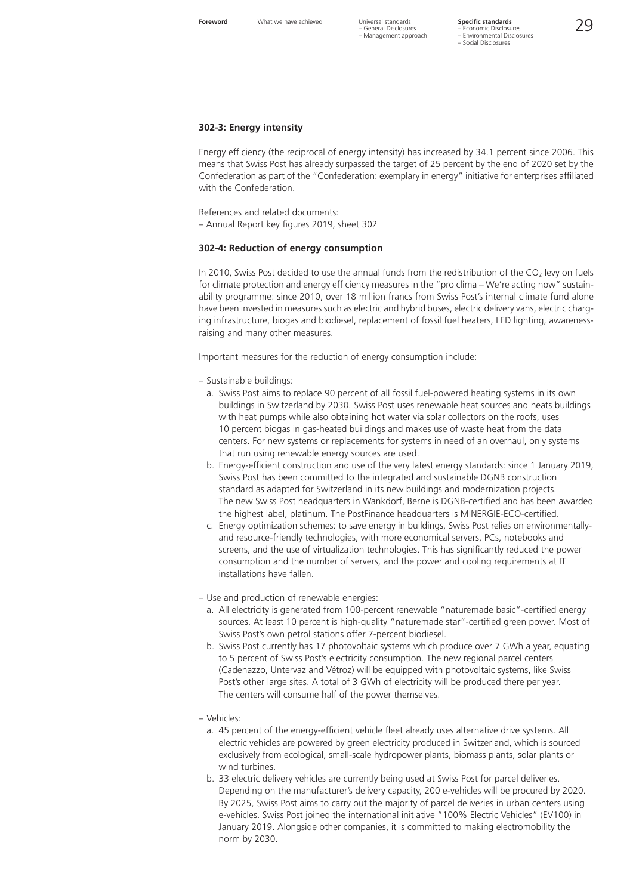### 302-3: Energy intensity

Energy efficiency (the reciprocal of energy intensity) has increased by 34.1 percent since 2006. This means that Swiss Post has already surpassed the target of 25 percent by the end of 2020 set by the Confederation as part of the "Confederation: exemplary in energy" initiative for enterprises affiliated with the Confederation.

References and related documents:
– Annual Report key figures 2019, sheet 302

### 302-4: Reduction of energy consumption

In 2010, Swiss Post decided to use the annual funds from the redistribution of the $CO_2$ levy on fuels for climate protection and energy efficiency measures in the "pro clima – We're acting now" sustainability programme: since 2010, over 18 million francs from Swiss Post's internal climate fund alone have been invested in measures such as electric and hybrid buses, electric delivery vans, electric charging infrastructure, biogas and biodiesel, replacement of fossil fuel heaters, LED lighting, awareness-raising and many other measures.

Important measures for the reduction of energy consumption include:

– Sustainable buildings:
  a. Swiss Post aims to replace 90 percent of all fossil fuel-powered heating systems in its own buildings in Switzerland by 2030. Swiss Post uses renewable heat sources and heats buildings with heat pumps while also obtaining hot water via solar collectors on the roofs, uses 10 percent biogas in gas-heated buildings and makes use of waste heat from the data centers. For new systems or replacements for systems in need of an overhaul, only systems that run using renewable energy sources are used.
  b. Energy-efficient construction and use of the very latest energy standards: since 1 January 2019, Swiss Post has been committed to the integrated and sustainable DGNB construction standard as adapted for Switzerland in its new buildings and modernization projects. The new Swiss Post headquarters in Wankdorf, Berne is DGNB-certified and has been awarded the highest label, platinum. The PostFinance headquarters is MINERGIE-ECO-certified.
  c. Energy optimization schemes: to save energy in buildings, Swiss Post relies on environmentally- and resource-friendly technologies, with more economical servers, PCs, notebooks and screens, and the use of virtualization technologies. This has significantly reduced the power consumption and the number of servers, and the power and cooling requirements at IT installations have fallen.

– Use and production of renewable energies:
  a. All electricity is generated from 100-percent renewable "naturemade basic"-certified energy sources. At least 10 percent is high-quality "naturemade star"-certified green power. Most of Swiss Post's own petrol stations offer 7-percent biodiesel.
  b. Swiss Post currently has 17 photovoltaic systems which produce over 7 GWh a year, equating to 5 percent of Swiss Post's electricity consumption. The new regional parcel centers (Cadenazzo, Untervaz and Vétroz) will be equipped with photovoltaic systems, like Swiss Post's other large sites. A total of 3 GWh of electricity will be produced there per year. The centers will consume half of the power themselves.

– Vehicles:
  a. 45 percent of the energy-efficient vehicle fleet already uses alternative drive systems. All electric vehicles are powered by green electricity produced in Switzerland, which is sourced exclusively from ecological, small-scale hydropower plants, biomass plants, solar plants or wind turbines.
  b. 33 electric delivery vehicles are currently being used at Swiss Post for parcel deliveries. Depending on the manufacturer's delivery capacity, 200 e-vehicles will be procured by 2020. By 2025, Swiss Post aims to carry out the majority of parcel deliveries in urban centers using e-vehicles. Swiss Post joined the international initiative "100% Electric Vehicles" (EV100) in January 2019. Alongside other companies, it is committed to making electromobility the norm by 2030.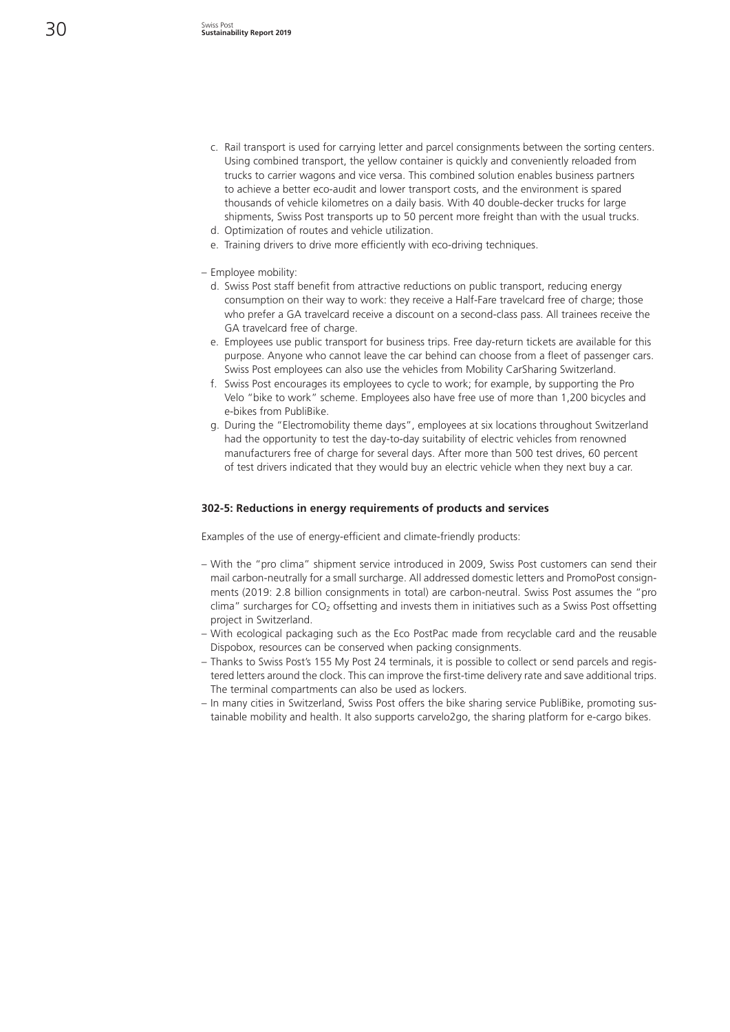c. Rail transport is used for carrying letter and parcel consignments between the sorting centers. Using combined transport, the yellow container is quickly and conveniently reloaded from trucks to carrier wagons and vice versa. This combined solution enables business partners to achieve a better eco-audit and lower transport costs, and the environment is spared thousands of vehicle kilometres on a daily basis. With 40 double-decker trucks for large shipments, Swiss Post transports up to 50 percent more freight than with the usual trucks.
d. Optimization of routes and vehicle utilization.
e. Training drivers to drive more efficiently with eco-driving techniques.

– Employee mobility:
  d. Swiss Post staff benefit from attractive reductions on public transport, reducing energy consumption on their way to work: they receive a Half-Fare travelcard free of charge; those who prefer a GA travelcard receive a discount on a second-class pass. All trainees receive the GA travelcard free of charge.
  e. Employees use public transport for business trips. Free day-return tickets are available for this purpose. Anyone who cannot leave the car behind can choose from a fleet of passenger cars. Swiss Post employees can also use the vehicles from Mobility CarSharing Switzerland.
  f. Swiss Post encourages its employees to cycle to work; for example, by supporting the Pro Velo "bike to work" scheme. Employees also have free use of more than 1,200 bicycles and e-bikes from PubliBike.
  g. During the "Electromobility theme days", employees at six locations throughout Switzerland had the opportunity to test the day-to-day suitability of electric vehicles from renowned manufacturers free of charge for several days. After more than 500 test drives, 60 percent of test drivers indicated that they would buy an electric vehicle when they next buy a car.

#### 302-5: Reductions in energy requirements of products and services

Examples of the use of energy-efficient and climate-friendly products:

– With the "pro clima" shipment service introduced in 2009, Swiss Post customers can send their mail carbon-neutrally for a small surcharge. All addressed domestic letters and PromoPost consignments (2019: 2.8 billion consignments in total) are carbon-neutral. Swiss Post assumes the "pro clima" surcharges for $CO_2$ offsetting and invests them in initiatives such as a Swiss Post offsetting project in Switzerland.
– With ecological packaging such as the Eco PostPac made from recyclable card and the reusable Dispobox, resources can be conserved when packing consignments.
– Thanks to Swiss Post's 155 My Post 24 terminals, it is possible to collect or send parcels and registered letters around the clock. This can improve the first-time delivery rate and save additional trips. The terminal compartments can also be used as lockers.
– In many cities in Switzerland, Swiss Post offers the bike sharing service PubliBike, promoting sustainable mobility and health. It also supports carvelo2go, the sharing platform for e-cargo bikes.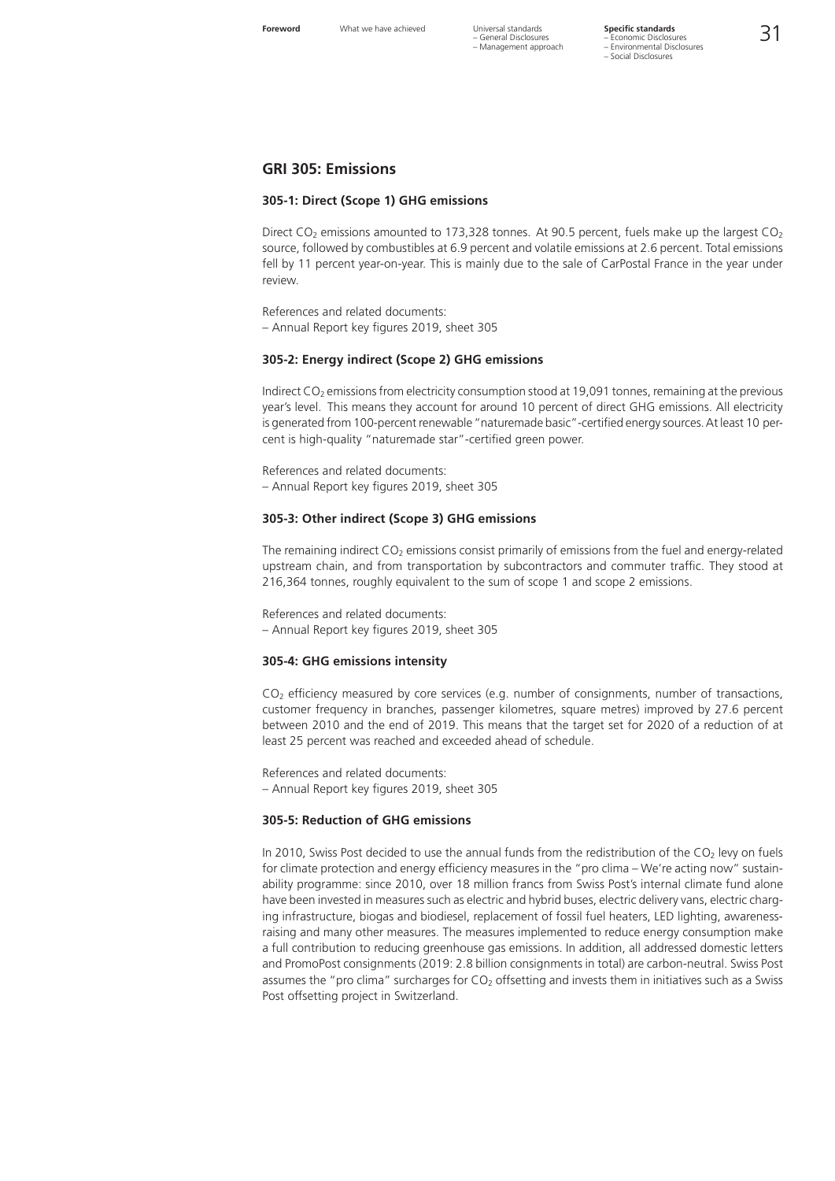## GRI 305: Emissions

### 305-1: Direct (Scope 1) GHG emissions

Direct $CO_2$ emissions amounted to 173,328 tonnes. At 90.5 percent, fuels make up the largest $CO_2$ source, followed by combustibles at 6.9 percent and volatile emissions at 2.6 percent. Total emissions fell by 11 percent year-on-year. This is mainly due to the sale of CarPostal France in the year under review.

References and related documents:
– Annual Report key figures 2019, sheet 305

### 305-2: Energy indirect (Scope 2) GHG emissions

Indirect $CO_2$ emissions from electricity consumption stood at 19,091 tonnes, remaining at the previous year's level. This means they account for around 10 percent of direct GHG emissions. All electricity is generated from 100-percent renewable "naturemade basic"-certified energy sources. At least 10 percent is high-quality "naturemade star"-certified green power.

References and related documents:
– Annual Report key figures 2019, sheet 305

### 305-3: Other indirect (Scope 3) GHG emissions

The remaining indirect $CO_2$ emissions consist primarily of emissions from the fuel and energy-related upstream chain, and from transportation by subcontractors and commuter traffic. They stood at 216,364 tonnes, roughly equivalent to the sum of scope 1 and scope 2 emissions.

References and related documents:
– Annual Report key figures 2019, sheet 305

### 305-4: GHG emissions intensity

$CO_2$ efficiency measured by core services (e.g. number of consignments, number of transactions, customer frequency in branches, passenger kilometres, square metres) improved by 27.6 percent between 2010 and the end of 2019. This means that the target set for 2020 of a reduction of at least 25 percent was reached and exceeded ahead of schedule.

References and related documents:
– Annual Report key figures 2019, sheet 305

### 305-5: Reduction of GHG emissions

In 2010, Swiss Post decided to use the annual funds from the redistribution of the $CO_2$ levy on fuels for climate protection and energy efficiency measures in the "pro clima – We're acting now" sustainability programme: since 2010, over 18 million francs from Swiss Post's internal climate fund alone have been invested in measures such as electric and hybrid buses, electric delivery vans, electric charging infrastructure, biogas and biodiesel, replacement of fossil fuel heaters, LED lighting, awareness-raising and many other measures. The measures implemented to reduce energy consumption make a full contribution to reducing greenhouse gas emissions. In addition, all addressed domestic letters and PromoPost consignments (2019: 2.8 billion consignments in total) are carbon-neutral. Swiss Post assumes the "pro clima" surcharges for $CO_2$ offsetting and invests them in initiatives such as a Swiss Post offsetting project in Switzerland.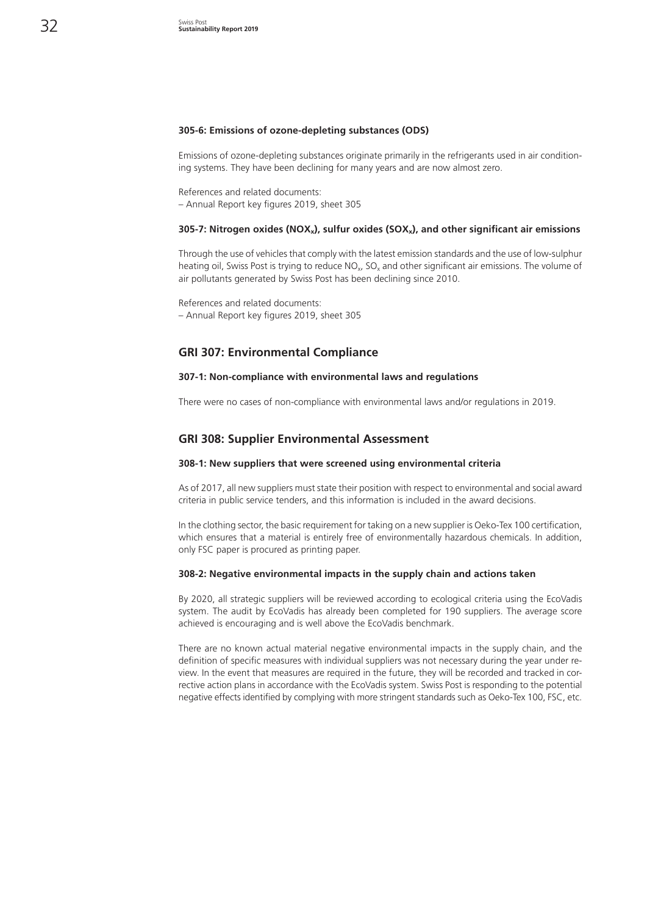#### 305-6: Emissions of ozone-depleting substances (ODS)

Emissions of ozone-depleting substances originate primarily in the refrigerants used in air conditioning systems. They have been declining for many years and are now almost zero.

References and related documents:
– Annual Report key figures 2019, sheet 305

#### 305-7: Nitrogen oxides ($NO_x$), sulfur oxides ($SO_x$), and other significant air emissions

Through the use of vehicles that comply with the latest emission standards and the use of low-sulphur heating oil, Swiss Post is trying to reduce $NO_x$, $SO_x$ and other significant air emissions. The volume of air pollutants generated by Swiss Post has been declining since 2010.

References and related documents:
– Annual Report key figures 2019, sheet 305

### GRI 307: Environmental Compliance

#### 307-1: Non-compliance with environmental laws and regulations

There were no cases of non-compliance with environmental laws and/or regulations in 2019.

### GRI 308: Supplier Environmental Assessment

#### 308-1: New suppliers that were screened using environmental criteria

As of 2017, all new suppliers must state their position with respect to environmental and social award criteria in public service tenders, and this information is included in the award decisions.

In the clothing sector, the basic requirement for taking on a new supplier is Oeko-Tex 100 certification, which ensures that a material is entirely free of environmentally hazardous chemicals. In addition, only FSC paper is procured as printing paper.

#### 308-2: Negative environmental impacts in the supply chain and actions taken

By 2020, all strategic suppliers will be reviewed according to ecological criteria using the EcoVadis system. The audit by EcoVadis has already been completed for 190 suppliers. The average score achieved is encouraging and is well above the EcoVadis benchmark.

There are no known actual material negative environmental impacts in the supply chain, and the definition of specific measures with individual suppliers was not necessary during the year under review. In the event that measures are required in the future, they will be recorded and tracked in corrective action plans in accordance with the EcoVadis system. Swiss Post is responding to the potential negative effects identified by complying with more stringent standards such as Oeko-Tex 100, FSC, etc.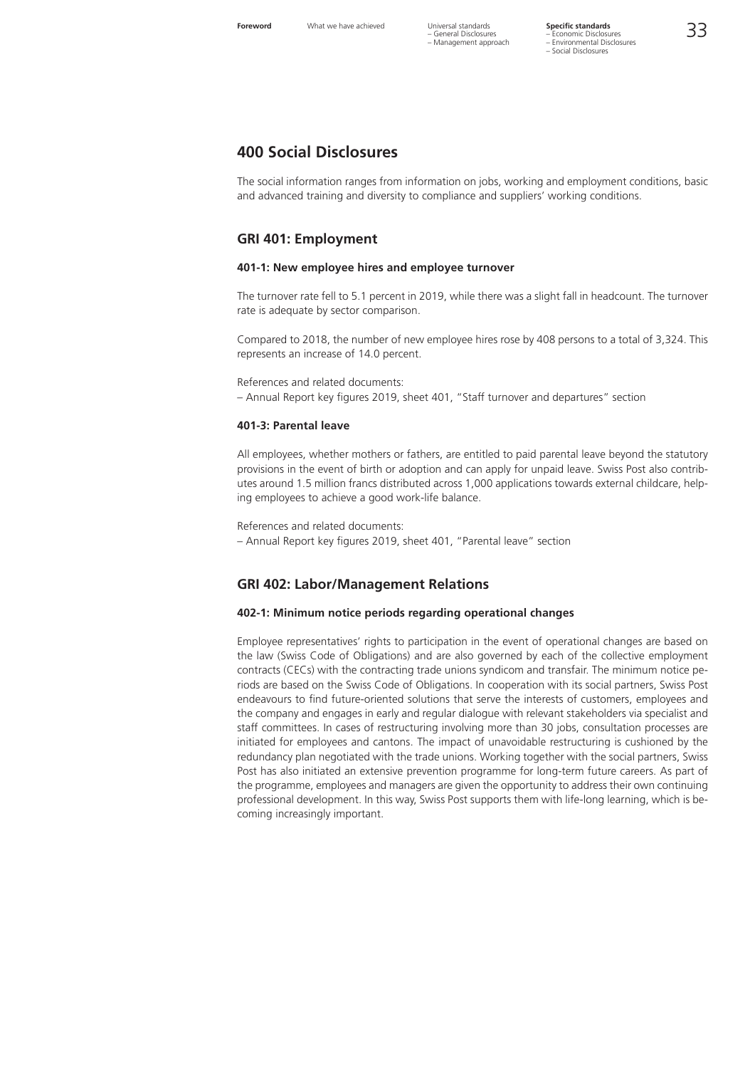# 400 Social Disclosures

The social information ranges from information on jobs, working and employment conditions, basic and advanced training and diversity to compliance and suppliers' working conditions.

## GRI 401: Employment

### 401-1: New employee hires and employee turnover

The turnover rate fell to 5.1 percent in 2019, while there was a slight fall in headcount. The turnover rate is adequate by sector comparison.

Compared to 2018, the number of new employee hires rose by 408 persons to a total of 3,324. This represents an increase of 14.0 percent.

References and related documents:
– Annual Report key figures 2019, sheet 401, "Staff turnover and departures" section

### 401-3: Parental leave

All employees, whether mothers or fathers, are entitled to paid parental leave beyond the statutory provisions in the event of birth or adoption and can apply for unpaid leave. Swiss Post also contributes around 1.5 million francs distributed across 1,000 applications towards external childcare, helping employees to achieve a good work-life balance.

References and related documents:
– Annual Report key figures 2019, sheet 401, "Parental leave" section

## GRI 402: Labor/Management Relations

### 402-1: Minimum notice periods regarding operational changes

Employee representatives' rights to participation in the event of operational changes are based on the law (Swiss Code of Obligations) and are also governed by each of the collective employment contracts (CECs) with the contracting trade unions syndicom and transfair. The minimum notice periods are based on the Swiss Code of Obligations. In cooperation with its social partners, Swiss Post endeavours to find future-oriented solutions that serve the interests of customers, employees and the company and engages in early and regular dialogue with relevant stakeholders via specialist and staff committees. In cases of restructuring involving more than 30 jobs, consultation processes are initiated for employees and cantons. The impact of unavoidable restructuring is cushioned by the redundancy plan negotiated with the trade unions. Working together with the social partners, Swiss Post has also initiated an extensive prevention programme for long-term future careers. As part of the programme, employees and managers are given the opportunity to address their own continuing professional development. In this way, Swiss Post supports them with life-long learning, which is becoming increasingly important.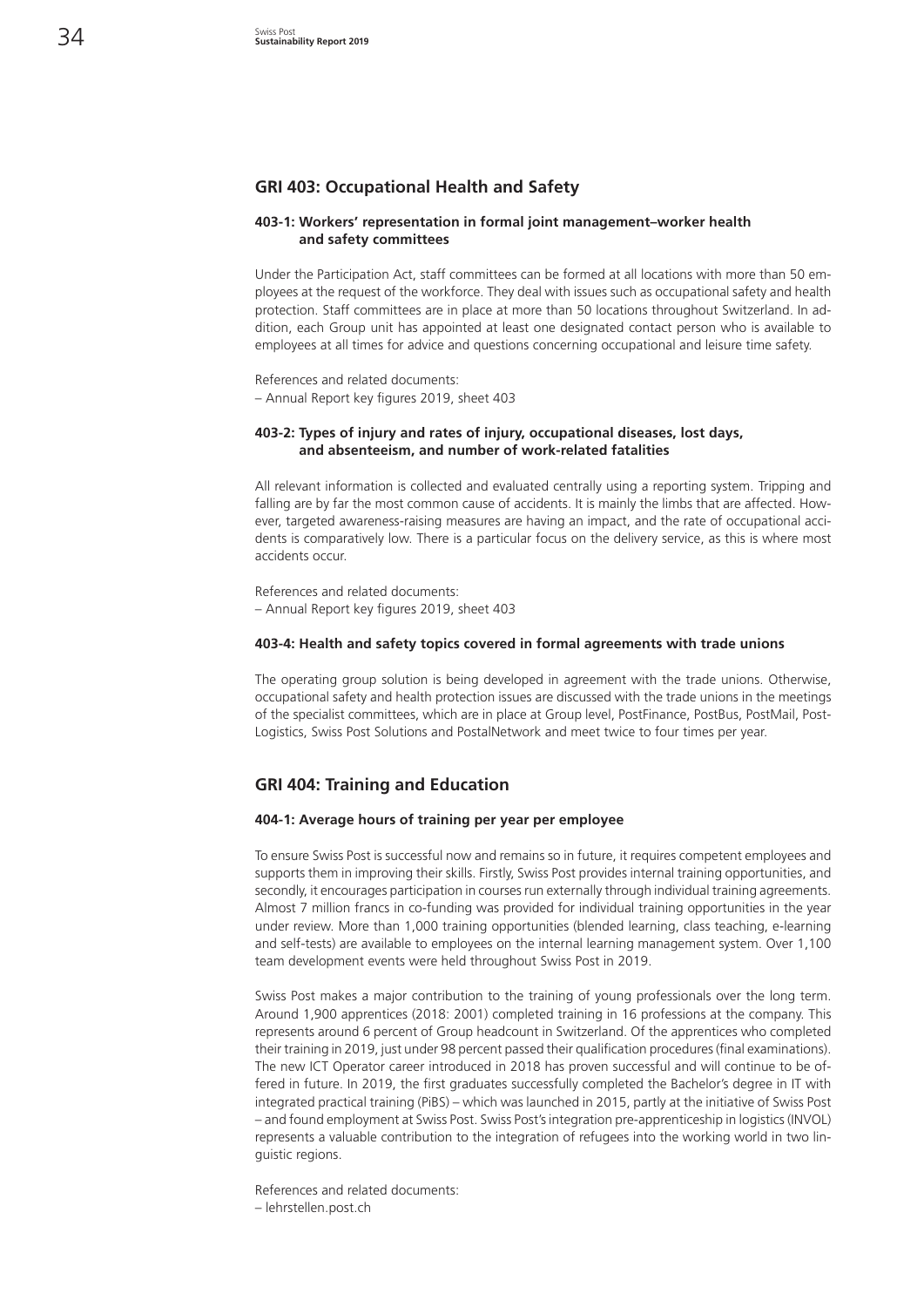## GRI 403: Occupational Health and Safety

### 403-1: Workers' representation in formal joint management–worker health and safety committees

Under the Participation Act, staff committees can be formed at all locations with more than 50 employees at the request of the workforce. They deal with issues such as occupational safety and health protection. Staff committees are in place at more than 50 locations throughout Switzerland. In addition, each Group unit has appointed at least one designated contact person who is available to employees at all times for advice and questions concerning occupational and leisure time safety.

References and related documents:
– Annual Report key figures 2019, sheet 403

### 403-2: Types of injury and rates of injury, occupational diseases, lost days, and absenteeism, and number of work-related fatalities

All relevant information is collected and evaluated centrally using a reporting system. Tripping and falling are by far the most common cause of accidents. It is mainly the limbs that are affected. However, targeted awareness-raising measures are having an impact, and the rate of occupational accidents is comparatively low. There is a particular focus on the delivery service, as this is where most accidents occur.

References and related documents:
– Annual Report key figures 2019, sheet 403

### 403-4: Health and safety topics covered in formal agreements with trade unions

The operating group solution is being developed in agreement with the trade unions. Otherwise, occupational safety and health protection issues are discussed with the trade unions in the meetings of the specialist committees, which are in place at Group level, PostFinance, PostBus, PostMail, PostLogistics, Swiss Post Solutions and PostalNetwork and meet twice to four times per year.

## GRI 404: Training and Education

### 404-1: Average hours of training per year per employee

To ensure Swiss Post is successful now and remains so in future, it requires competent employees and supports them in improving their skills. Firstly, Swiss Post provides internal training opportunities, and secondly, it encourages participation in courses run externally through individual training agreements. Almost 7 million francs in co-funding was provided for individual training opportunities in the year under review. More than 1,000 training opportunities (blended learning, class teaching, e-learning and self-tests) are available to employees on the internal learning management system. Over 1,100 team development events were held throughout Swiss Post in 2019.

Swiss Post makes a major contribution to the training of young professionals over the long term. Around 1,900 apprentices (2018: 2001) completed training in 16 professions at the company. This represents around 6 percent of Group headcount in Switzerland. Of the apprentices who completed their training in 2019, just under 98 percent passed their qualification procedures (final examinations). The new ICT Operator career introduced in 2018 has proven successful and will continue to be offered in future. In 2019, the first graduates successfully completed the Bachelor's degree in IT with integrated practical training (PiBS) – which was launched in 2015, partly at the initiative of Swiss Post – and found employment at Swiss Post. Swiss Post's integration pre-apprenticeship in logistics (INVOL) represents a valuable contribution to the integration of refugees into the working world in two linguistic regions.

References and related documents:
– lehrstellen.post.ch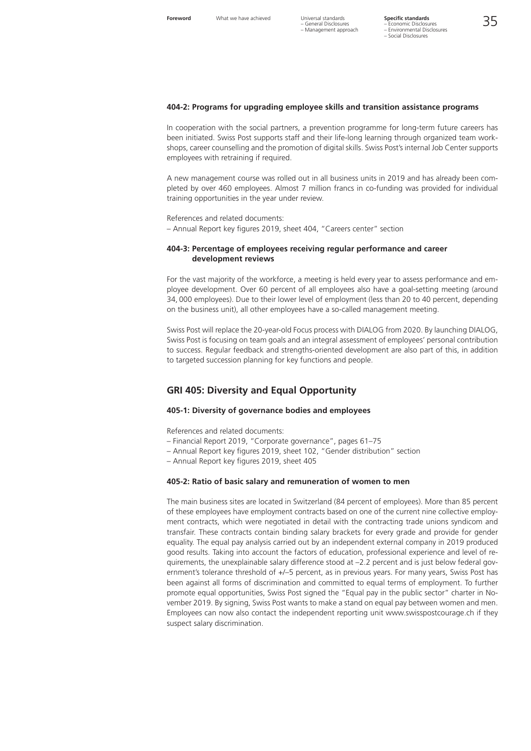#### 404-2: Programs for upgrading employee skills and transition assistance programs

In cooperation with the social partners, a prevention programme for long-term future careers has been initiated. Swiss Post supports staff and their life-long learning through organized team workshops, career counselling and the promotion of digital skills. Swiss Post's internal Job Center supports employees with retraining if required.

A new management course was rolled out in all business units in 2019 and has already been completed by over 460 employees. Almost 7 million francs in co-funding was provided for individual training opportunities in the year under review.

References and related documents:
– Annual Report key figures 2019, sheet 404, "Careers center" section

#### 404-3: Percentage of employees receiving regular performance and career development reviews

For the vast majority of the workforce, a meeting is held every year to assess performance and employee development. Over 60 percent of all employees also have a goal-setting meeting (around 34, 000 employees). Due to their lower level of employment (less than 20 to 40 percent, depending on the business unit), all other employees have a so-called management meeting.

Swiss Post will replace the 20-year-old Focus process with DIALOG from 2020. By launching DIALOG, Swiss Post is focusing on team goals and an integral assessment of employees' personal contribution to success. Regular feedback and strengths-oriented development are also part of this, in addition to targeted succession planning for key functions and people.

## GRI 405: Diversity and Equal Opportunity

#### 405-1: Diversity of governance bodies and employees

References and related documents:
– Financial Report 2019, "Corporate governance", pages 61–75
– Annual Report key figures 2019, sheet 102, "Gender distribution" section
– Annual Report key figures 2019, sheet 405

#### 405-2: Ratio of basic salary and remuneration of women to men

The main business sites are located in Switzerland (84 percent of employees). More than 85 percent of these employees have employment contracts based on one of the current nine collective employment contracts, which were negotiated in detail with the contracting trade unions syndicom and transfair. These contracts contain binding salary brackets for every grade and provide for gender equality. The equal pay analysis carried out by an independent external company in 2019 produced good results. Taking into account the factors of education, professional experience and level of requirements, the unexplainable salary difference stood at –2.2 percent and is just below federal government's tolerance threshold of +/–5 percent, as in previous years. For many years, Swiss Post has been against all forms of discrimination and committed to equal terms of employment. To further promote equal opportunities, Swiss Post signed the "Equal pay in the public sector" charter in November 2019. By signing, Swiss Post wants to make a stand on equal pay between women and men. Employees can now also contact the independent reporting unit www.swisspostcourage.ch if they suspect salary discrimination.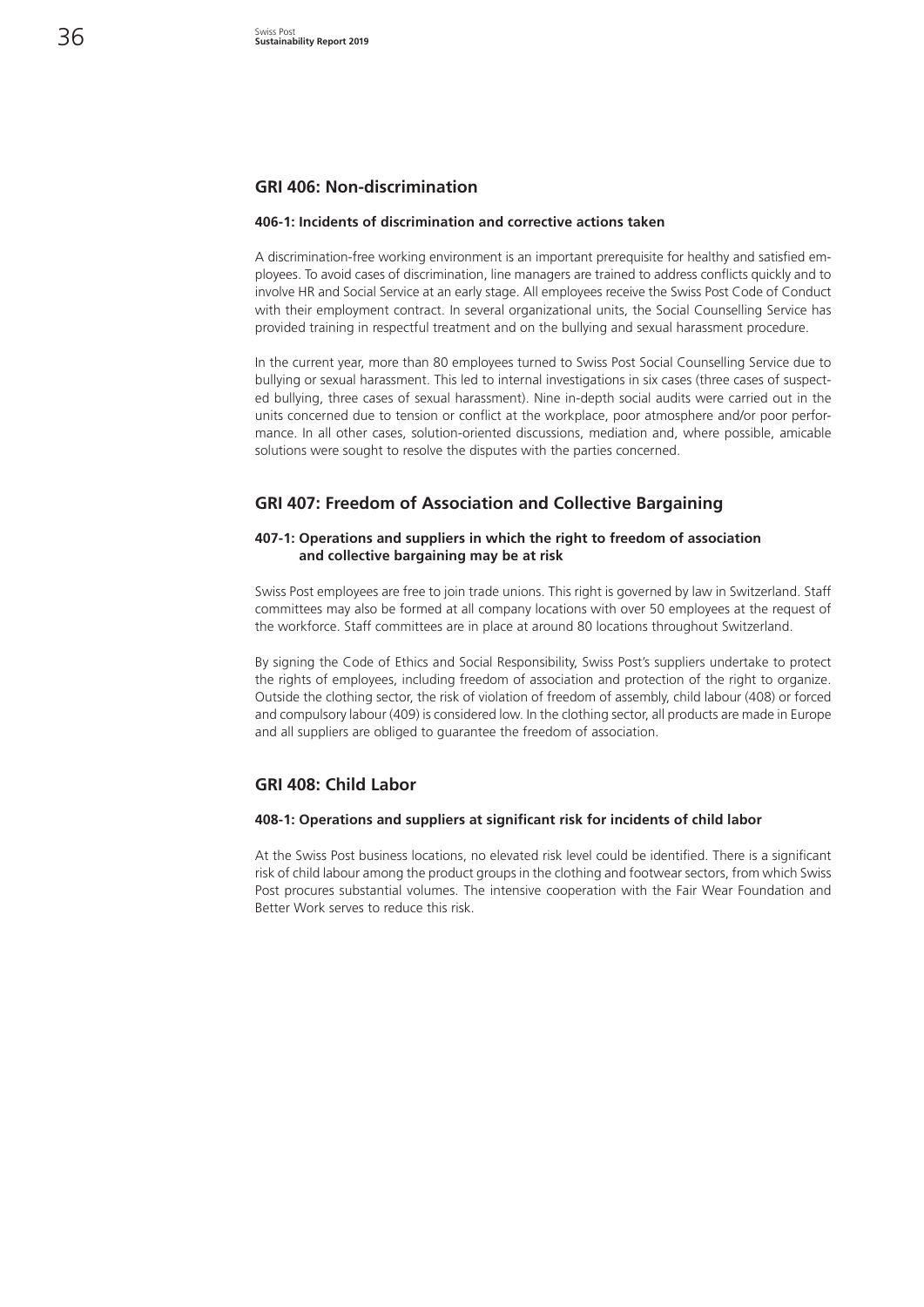## GRI 406: Non-discrimination

#### 406-1: Incidents of discrimination and corrective actions taken

A discrimination-free working environment is an important prerequisite for healthy and satisfied employees. To avoid cases of discrimination, line managers are trained to address conflicts quickly and to involve HR and Social Service at an early stage. All employees receive the Swiss Post Code of Conduct with their employment contract. In several organizational units, the Social Counselling Service has provided training in respectful treatment and on the bullying and sexual harassment procedure.

In the current year, more than 80 employees turned to Swiss Post Social Counselling Service due to bullying or sexual harassment. This led to internal investigations in six cases (three cases of suspected bullying, three cases of sexual harassment). Nine in-depth social audits were carried out in the units concerned due to tension or conflict at the workplace, poor atmosphere and/or poor performance. In all other cases, solution-oriented discussions, mediation and, where possible, amicable solutions were sought to resolve the disputes with the parties concerned.

## GRI 407: Freedom of Association and Collective Bargaining

#### 407-1: Operations and suppliers in which the right to freedom of association and collective bargaining may be at risk

Swiss Post employees are free to join trade unions. This right is governed by law in Switzerland. Staff committees may also be formed at all company locations with over 50 employees at the request of the workforce. Staff committees are in place at around 80 locations throughout Switzerland.

By signing the Code of Ethics and Social Responsibility, Swiss Post's suppliers undertake to protect the rights of employees, including freedom of association and protection of the right to organize. Outside the clothing sector, the risk of violation of freedom of assembly, child labour (408) or forced and compulsory labour (409) is considered low. In the clothing sector, all products are made in Europe and all suppliers are obliged to guarantee the freedom of association.

## GRI 408: Child Labor

#### 408-1: Operations and suppliers at significant risk for incidents of child labor

At the Swiss Post business locations, no elevated risk level could be identified. There is a significant risk of child labour among the product groups in the clothing and footwear sectors, from which Swiss Post procures substantial volumes. The intensive cooperation with the Fair Wear Foundation and Better Work serves to reduce this risk.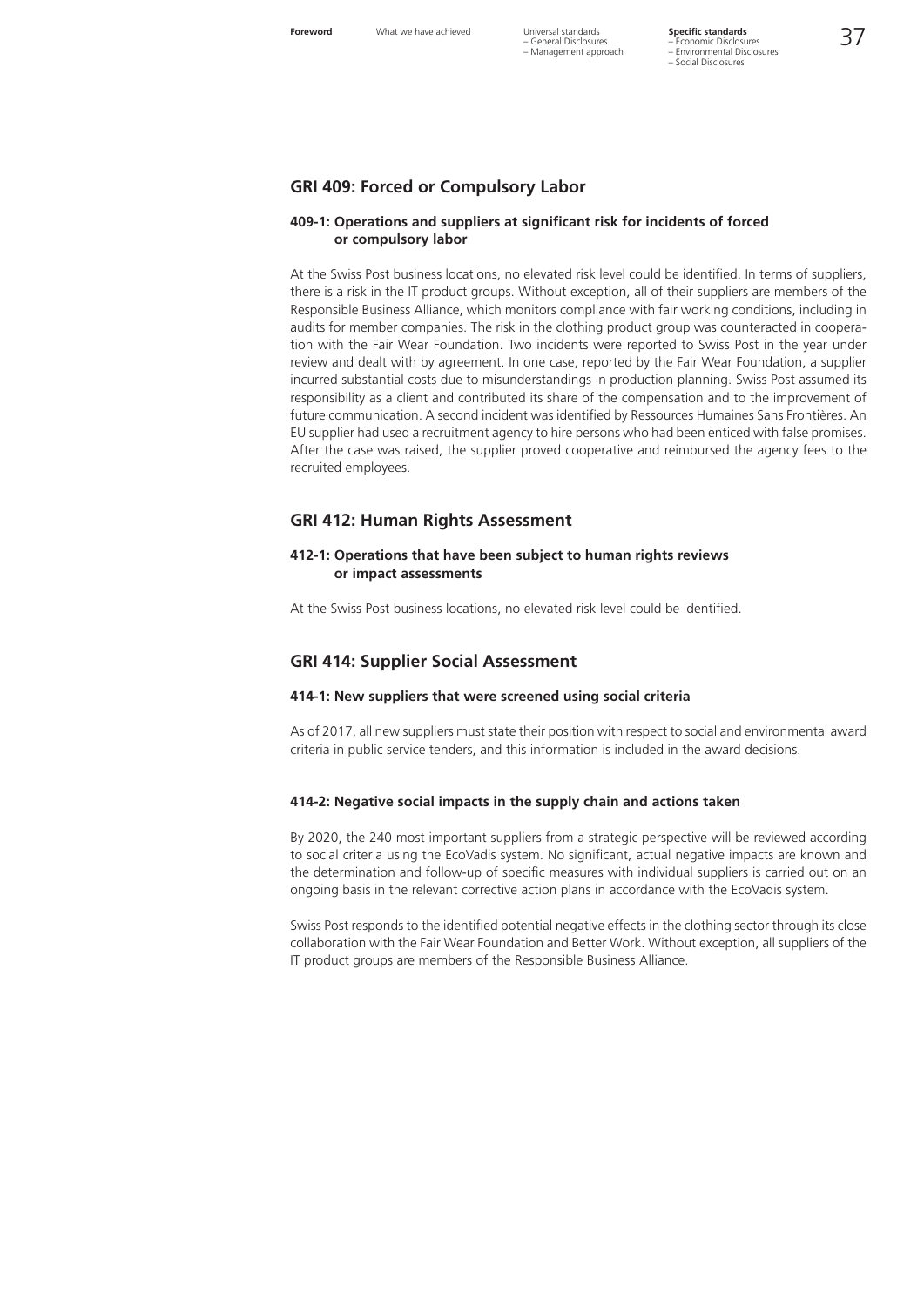## GRI 409: Forced or Compulsory Labor

### 409-1: Operations and suppliers at significant risk for incidents of forced or compulsory labor

At the Swiss Post business locations, no elevated risk level could be identified. In terms of suppliers, there is a risk in the IT product groups. Without exception, all of their suppliers are members of the Responsible Business Alliance, which monitors compliance with fair working conditions, including in audits for member companies. The risk in the clothing product group was counteracted in cooperation with the Fair Wear Foundation. Two incidents were reported to Swiss Post in the year under review and dealt with by agreement. In one case, reported by the Fair Wear Foundation, a supplier incurred substantial costs due to misunderstandings in production planning. Swiss Post assumed its responsibility as a client and contributed its share of the compensation and to the improvement of future communication. A second incident was identified by Ressources Humaines Sans Frontières. An EU supplier had used a recruitment agency to hire persons who had been enticed with false promises. After the case was raised, the supplier proved cooperative and reimbursed the agency fees to the recruited employees.

## GRI 412: Human Rights Assessment

### 412-1: Operations that have been subject to human rights reviews or impact assessments

At the Swiss Post business locations, no elevated risk level could be identified.

## GRI 414: Supplier Social Assessment

### 414-1: New suppliers that were screened using social criteria

As of 2017, all new suppliers must state their position with respect to social and environmental award criteria in public service tenders, and this information is included in the award decisions.

### 414-2: Negative social impacts in the supply chain and actions taken

By 2020, the 240 most important suppliers from a strategic perspective will be reviewed according to social criteria using the EcoVadis system. No significant, actual negative impacts are known and the determination and follow-up of specific measures with individual suppliers is carried out on an ongoing basis in the relevant corrective action plans in accordance with the EcoVadis system.

Swiss Post responds to the identified potential negative effects in the clothing sector through its close collaboration with the Fair Wear Foundation and Better Work. Without exception, all suppliers of the IT product groups are members of the Responsible Business Alliance.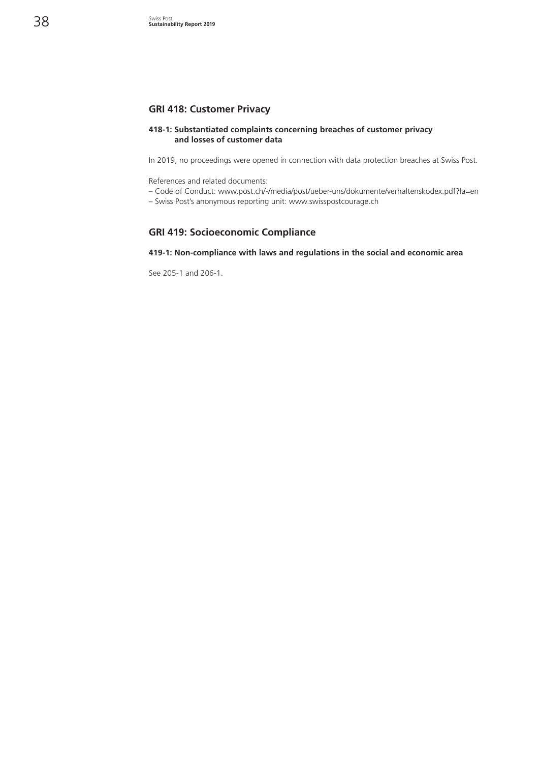## GRI 418: Customer Privacy

### 418-1: Substantiated complaints concerning breaches of customer privacy and losses of customer data

In 2019, no proceedings were opened in connection with data protection breaches at Swiss Post.

References and related documents:

– Code of Conduct: www.post.ch/-/media/post/ueber-uns/dokumente/verhaltenskodex.pdf?la=en
– Swiss Post's anonymous reporting unit: www.swisspostcourage.ch

## GRI 419: Socioeconomic Compliance

### 419-1: Non-compliance with laws and regulations in the social and economic area

See 205-1 and 206-1.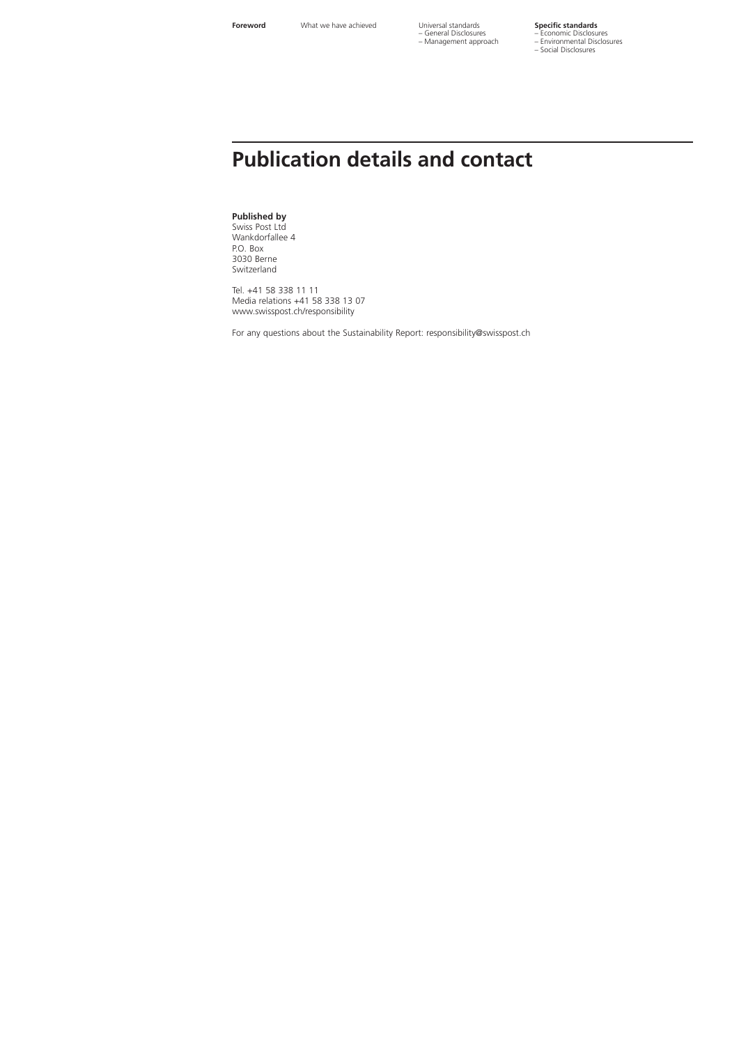# Publication details and contact

**Published by**
Swiss Post Ltd
Wankdorfallee 4
P.O. Box
3030 Berne
Switzerland

Tel. +41 58 338 11 11
Media relations +41 58 338 13 07
www.swisspost.ch/responsibility

For any questions about the Sustainability Report: responsibility@swisspost.ch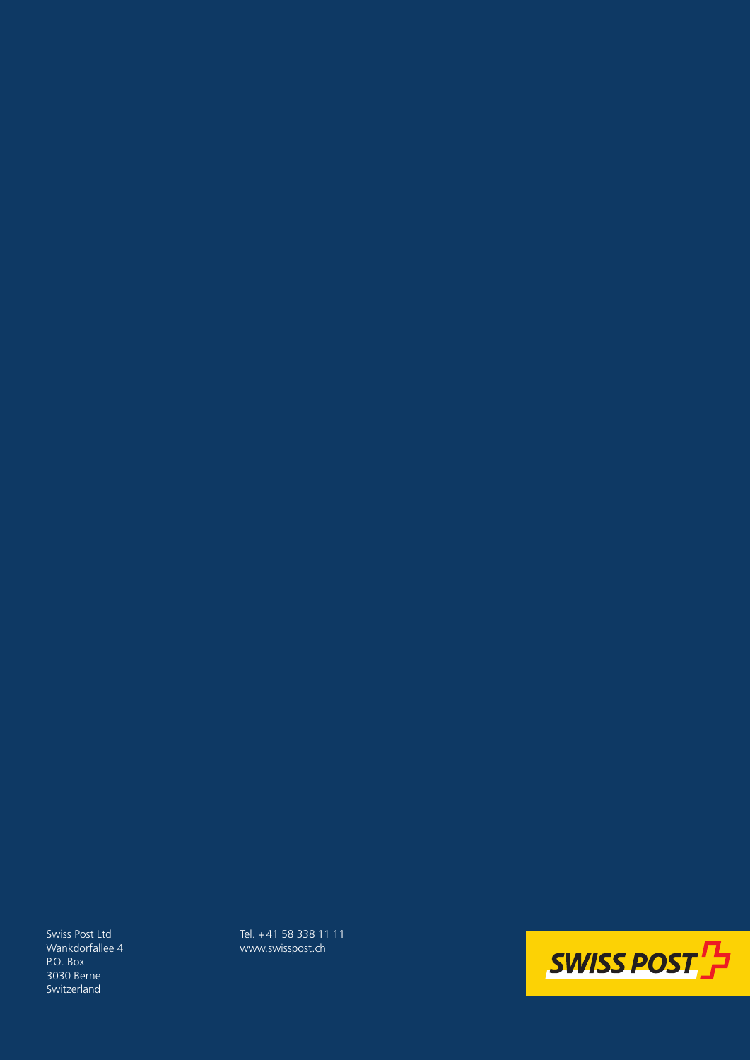Swiss Post Ltd
Wankdorfallee 4
P.O. Box
3030 Berne
Switzerland

Tel. +41 58 338 11 11
www.swisspost.ch

SWISS POST